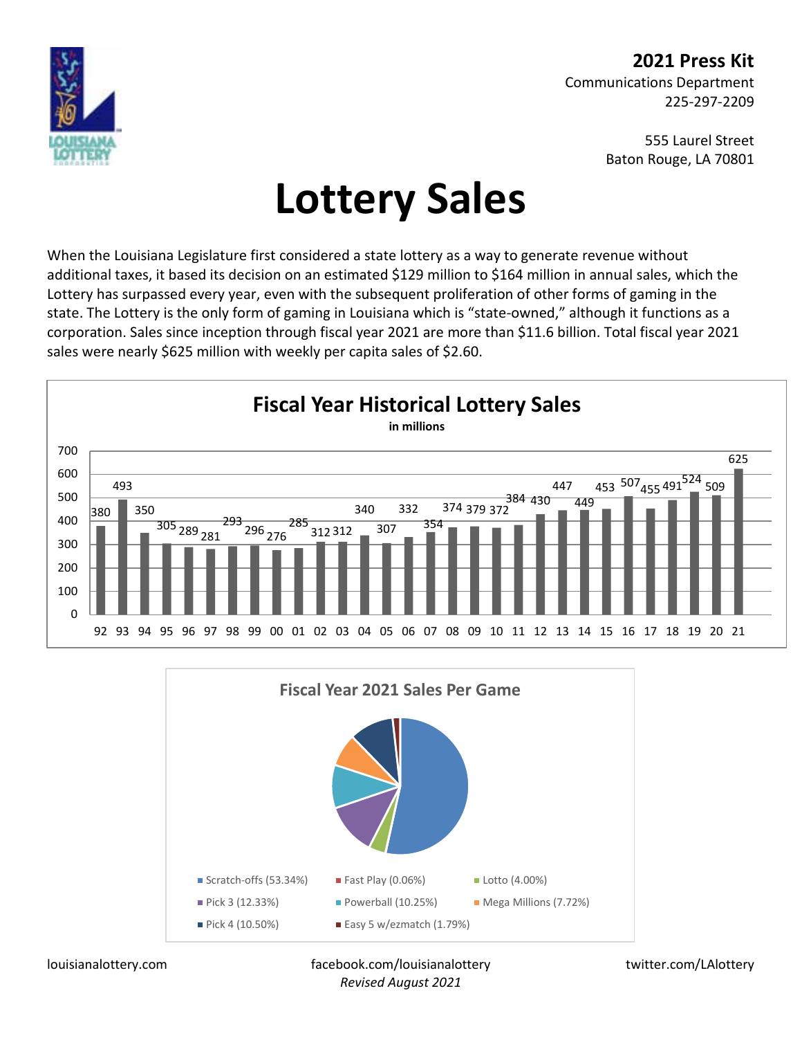**2021 Press Kit**
Communications Department
225-297-2209

555 Laurel Street
Baton Rouge, LA 70801

# Lottery Sales

When the Louisiana Legislature first considered a state lottery as a way to generate revenue without additional taxes, it based its decision on an estimated $129 million to $164 million in annual sales, which the Lottery has surpassed every year, even with the subsequent proliferation of other forms of gaming in the state. The Lottery is the only form of gaming in Louisiana which is "state-owned," although it functions as a corporation. Sales since inception through fiscal year 2021 are more than $11.6 billion. Total fiscal year 2021 sales were nearly $625 million with weekly per capita sales of $2.60.

**Fiscal Year Historical Lottery Sales**
**in millions**

700
600
500
400
300
200
100
0

380 493 350 305 289 281 293 296 276 285 312 312 340 307 332 354 374 379 372 384 430 447 449 453 507 455 491 524 509 625

92 93 94 95 96 97 98 99 00 01 02 03 04 05 06 07 08 09 10 11 12 13 14 15 16 17 18 19 20 21

**Fiscal Year 2021 Sales Per Game**

Scratch-offs (53.34%)
Fast Play (0.06%)
Lotto (4.00%)
Pick 3 (12.33%)
Powerball (10.25%)
Mega Millions (7.72%)
Pick 4 (10.50%)
Easy 5 w/ezmatch (1.79%)

louisianalottery.com
facebook.com/louisianalottery
twitter.com/LAlottery

*Revised August 2021*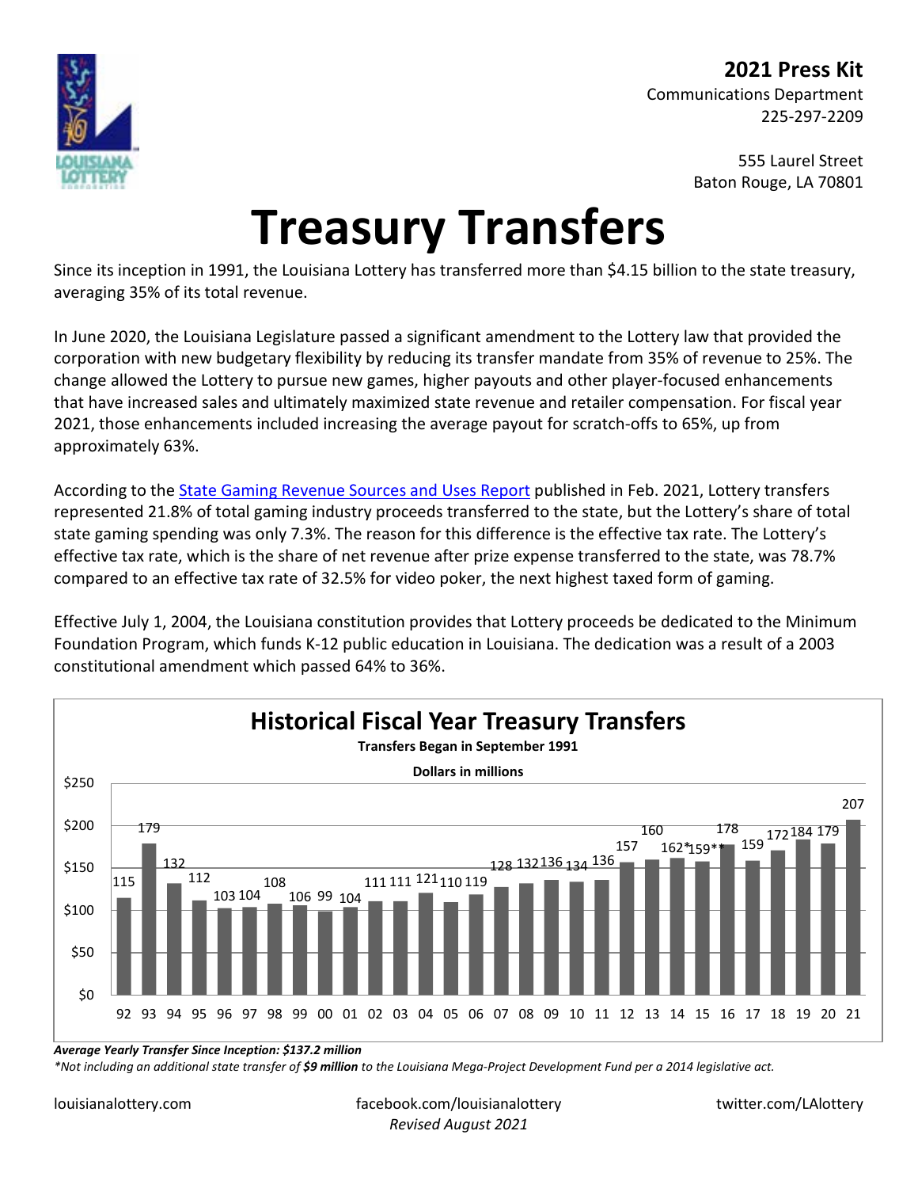**2021 Press Kit**
Communications Department
225-297-2209

555 Laurel Street
Baton Rouge, LA 70801

# Treasury Transfers

Since its inception in 1991, the Louisiana Lottery has transferred more than $4.15 billion to the state treasury, averaging 35% of its total revenue.

In June 2020, the Louisiana Legislature passed a significant amendment to the Lottery law that provided the corporation with new budgetary flexibility by reducing its transfer mandate from 35% of revenue to 25%. The change allowed the Lottery to pursue new games, higher payouts and other player-focused enhancements that have increased sales and ultimately maximized state revenue and retailer compensation. For fiscal year 2021, those enhancements included increasing the average payout for scratch-offs to 65%, up from approximately 63%.

According to the State Gaming Revenue Sources and Uses Report published in Feb. 2021, Lottery transfers represented 21.8% of total gaming industry proceeds transferred to the state, but the Lottery's share of total state gaming spending was only 7.3%. The reason for this difference is the effective tax rate. The Lottery's effective tax rate, which is the share of net revenue after prize expense transferred to the state, was 78.7% compared to an effective tax rate of 32.5% for video poker, the next highest taxed form of gaming.

Effective July 1, 2004, the Louisiana constitution provides that Lottery proceeds be dedicated to the Minimum Foundation Program, which funds K-12 public education in Louisiana. The dedication was a result of a 2003 constitutional amendment which passed 64% to 36%.

## Historical Fiscal Year Treasury Transfers

**Transfers Began in September 1991**

**Dollars in millions**

$250
$200
$150
$100
$50
$0

115 179 132 112 103 104 108 106 99 104 111 111 121 110 119 128 132 136 134 136 157 160 162* 159** 178 159 172 184 179 207

92 93 94 95 96 97 98 99 00 01 02 03 04 05 06 07 08 09 10 11 12 13 14 15 16 17 18 19 20 21

***Average Yearly Transfer Since Inception: $137.2 million***

*\*Not including an additional state transfer of **$9 million** to the Louisiana Mega-Project Development Fund per a 2014 legislative act.*

louisianalottery.com
facebook.com/louisianalottery
twitter.com/LAlottery

*Revised August 2021*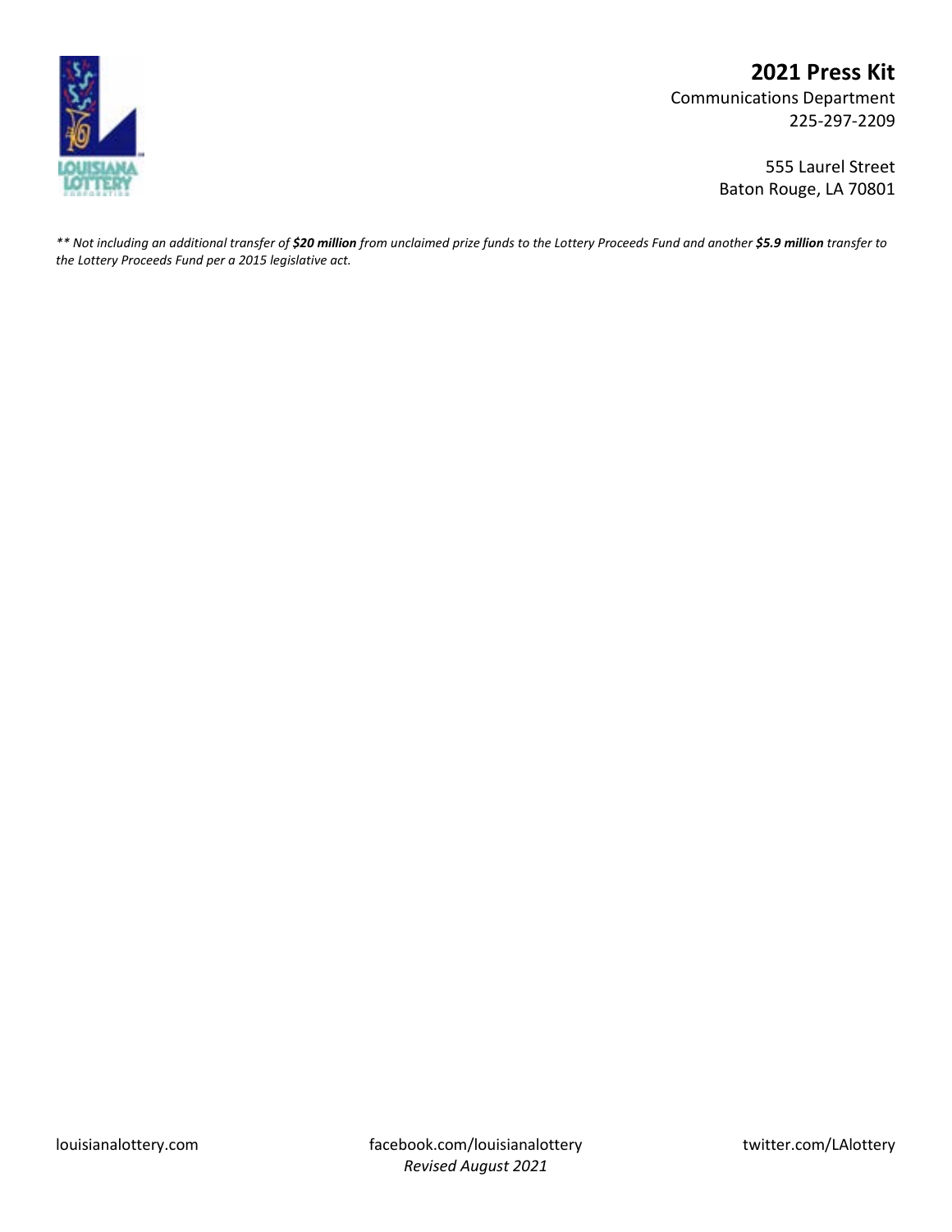*** Not including an additional transfer of **$20 million** from unclaimed prize funds to the Lottery Proceeds Fund and another **$5.9 million** transfer to the Lottery Proceeds Fund per a 2015 legislative act.*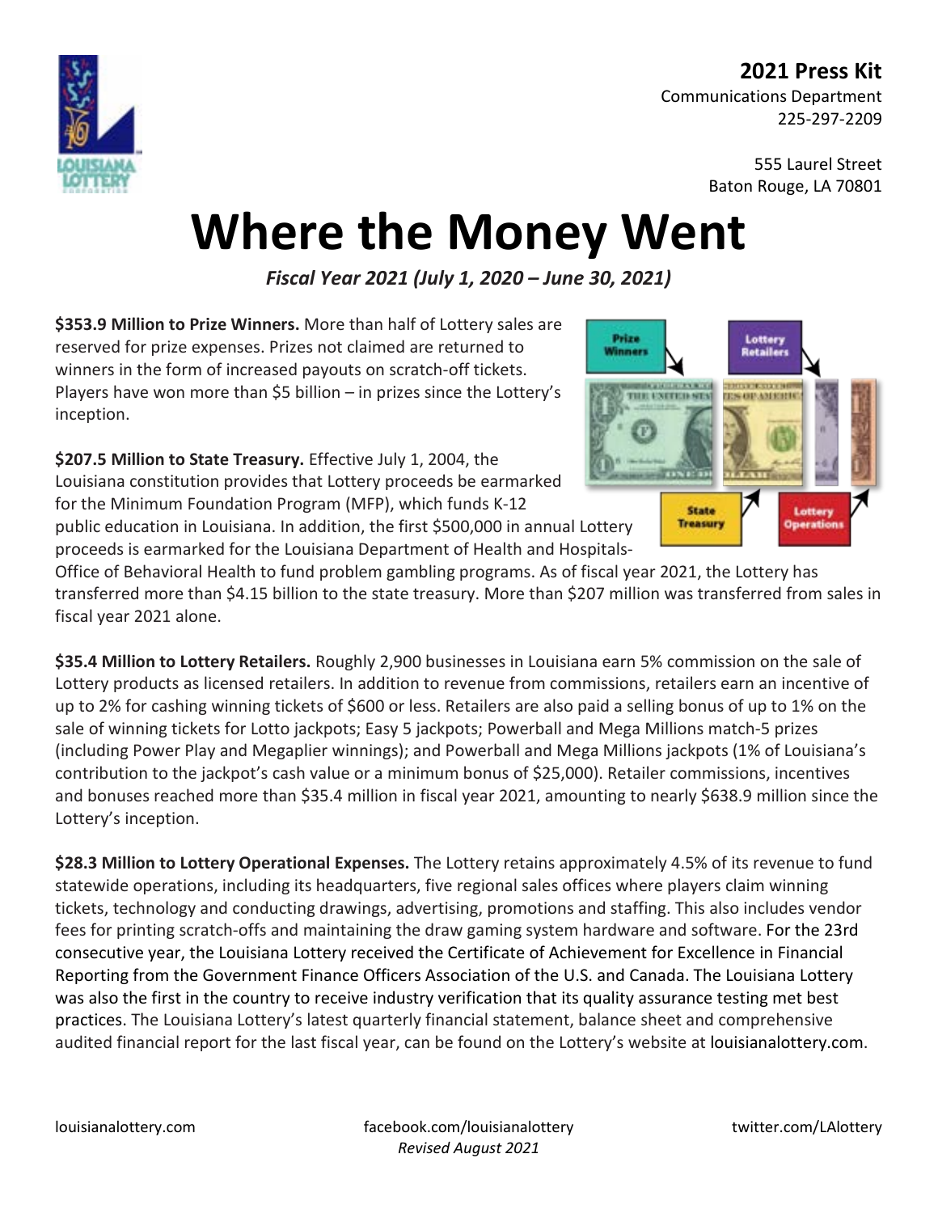**2021 Press Kit**
Communications Department
225-297-2209

555 Laurel Street
Baton Rouge, LA 70801

# Where the Money Went

***Fiscal Year 2021 (July 1, 2020 – June 30, 2021)***

**$353.9 Million to Prize Winners.** More than half of Lottery sales are reserved for prize expenses. Prizes not claimed are returned to winners in the form of increased payouts on scratch-off tickets. Players have won more than $5 billion – in prizes since the Lottery's inception.

**$207.5 Million to State Treasury.** Effective July 1, 2004, the Louisiana constitution provides that Lottery proceeds be earmarked for the Minimum Foundation Program (MFP), which funds K-12 public education in Louisiana. In addition, the first $500,000 in annual Lottery proceeds is earmarked for the Louisiana Department of Health and Hospitals-Office of Behavioral Health to fund problem gambling programs. As of fiscal year 2021, the Lottery has transferred more than $4.15 billion to the state treasury. More than $207 million was transferred from sales in fiscal year 2021 alone.

**$35.4 Million to Lottery Retailers.** Roughly 2,900 businesses in Louisiana earn 5% commission on the sale of Lottery products as licensed retailers. In addition to revenue from commissions, retailers earn an incentive of up to 2% for cashing winning tickets of $600 or less. Retailers are also paid a selling bonus of up to 1% on the sale of winning tickets for Lotto jackpots; Easy 5 jackpots; Powerball and Mega Millions match-5 prizes (including Power Play and Megaplier winnings); and Powerball and Mega Millions jackpots (1% of Louisiana's contribution to the jackpot's cash value or a minimum bonus of $25,000). Retailer commissions, incentives and bonuses reached more than $35.4 million in fiscal year 2021, amounting to nearly $638.9 million since the Lottery's inception.

**$28.3 Million to Lottery Operational Expenses.** The Lottery retains approximately 4.5% of its revenue to fund statewide operations, including its headquarters, five regional sales offices where players claim winning tickets, technology and conducting drawings, advertising, promotions and staffing. This also includes vendor fees for printing scratch-offs and maintaining the draw gaming system hardware and software. For the 23rd consecutive year, the Louisiana Lottery received the Certificate of Achievement for Excellence in Financial Reporting from the Government Finance Officers Association of the U.S. and Canada. The Louisiana Lottery was also the first in the country to receive industry verification that its quality assurance testing met best practices. The Louisiana Lottery's latest quarterly financial statement, balance sheet and comprehensive audited financial report for the last fiscal year, can be found on the Lottery's website at louisianalottery.com.

louisianalottery.com facebook.com/louisianalottery twitter.com/LAlottery

*Revised August 2021*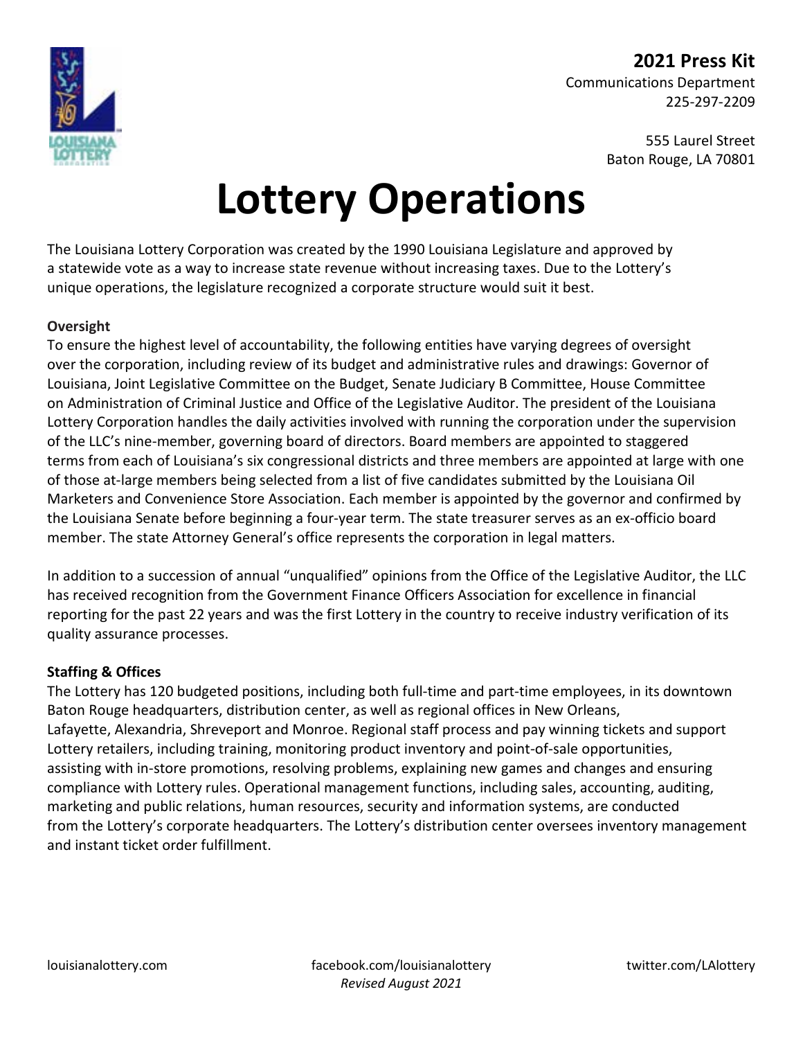**2021 Press Kit**
Communications Department
225-297-2209

555 Laurel Street
Baton Rouge, LA 70801

# Lottery Operations

The Louisiana Lottery Corporation was created by the 1990 Louisiana Legislature and approved by a statewide vote as a way to increase state revenue without increasing taxes. Due to the Lottery's unique operations, the legislature recognized a corporate structure would suit it best.

**Oversight**

To ensure the highest level of accountability, the following entities have varying degrees of oversight over the corporation, including review of its budget and administrative rules and drawings: Governor of Louisiana, Joint Legislative Committee on the Budget, Senate Judiciary B Committee, House Committee on Administration of Criminal Justice and Office of the Legislative Auditor. The president of the Louisiana Lottery Corporation handles the daily activities involved with running the corporation under the supervision of the LLC's nine-member, governing board of directors. Board members are appointed to staggered terms from each of Louisiana's six congressional districts and three members are appointed at large with one of those at-large members being selected from a list of five candidates submitted by the Louisiana Oil Marketers and Convenience Store Association. Each member is appointed by the governor and confirmed by the Louisiana Senate before beginning a four-year term. The state treasurer serves as an ex-officio board member. The state Attorney General's office represents the corporation in legal matters.

In addition to a succession of annual "unqualified" opinions from the Office of the Legislative Auditor, the LLC has received recognition from the Government Finance Officers Association for excellence in financial reporting for the past 22 years and was the first Lottery in the country to receive industry verification of its quality assurance processes.

**Staffing & Offices**

The Lottery has 120 budgeted positions, including both full-time and part-time employees, in its downtown Baton Rouge headquarters, distribution center, as well as regional offices in New Orleans, Lafayette, Alexandria, Shreveport and Monroe. Regional staff process and pay winning tickets and support Lottery retailers, including training, monitoring product inventory and point-of-sale opportunities, assisting with in-store promotions, resolving problems, explaining new games and changes and ensuring compliance with Lottery rules. Operational management functions, including sales, accounting, auditing, marketing and public relations, human resources, security and information systems, are conducted from the Lottery's corporate headquarters. The Lottery's distribution center oversees inventory management and instant ticket order fulfillment.

louisianalottery.com facebook.com/louisianalottery twitter.com/LAlottery

*Revised August 2021*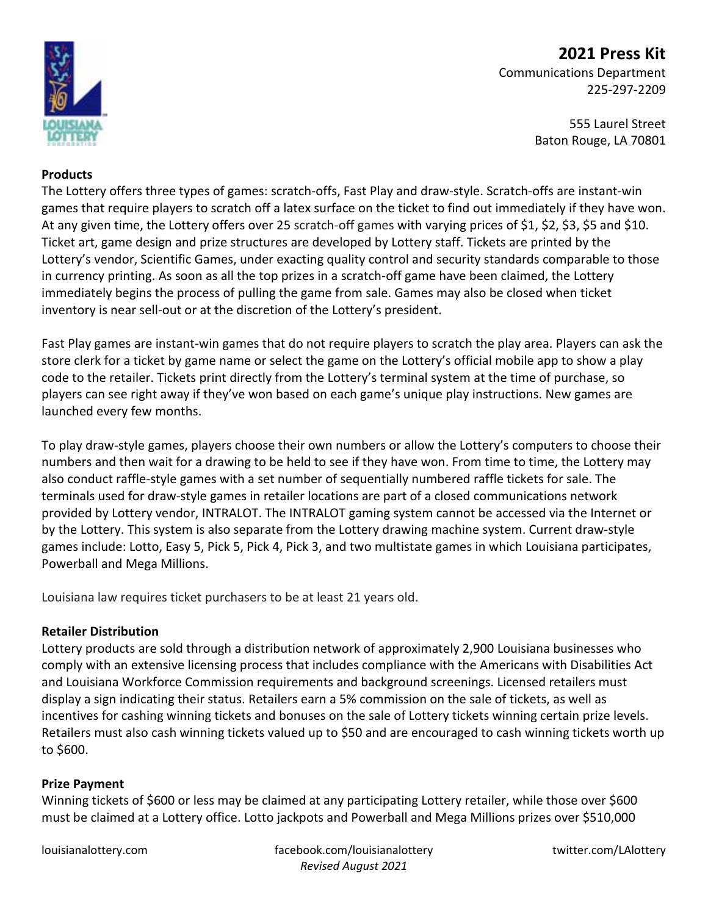**2021 Press Kit**

Communications Department
225-297-2209

555 Laurel Street
Baton Rouge, LA 70801

**Products**

The Lottery offers three types of games: scratch-offs, Fast Play and draw-style. Scratch-offs are instant-win games that require players to scratch off a latex surface on the ticket to find out immediately if they have won. At any given time, the Lottery offers over 25 scratch-off games with varying prices of $1, $2, $3, $5 and $10. Ticket art, game design and prize structures are developed by Lottery staff. Tickets are printed by the Lottery's vendor, Scientific Games, under exacting quality control and security standards comparable to those in currency printing. As soon as all the top prizes in a scratch-off game have been claimed, the Lottery immediately begins the process of pulling the game from sale. Games may also be closed when ticket inventory is near sell-out or at the discretion of the Lottery's president.

Fast Play games are instant-win games that do not require players to scratch the play area. Players can ask the store clerk for a ticket by game name or select the game on the Lottery's official mobile app to show a play code to the retailer. Tickets print directly from the Lottery's terminal system at the time of purchase, so players can see right away if they've won based on each game's unique play instructions. New games are launched every few months.

To play draw-style games, players choose their own numbers or allow the Lottery's computers to choose their numbers and then wait for a drawing to be held to see if they have won. From time to time, the Lottery may also conduct raffle-style games with a set number of sequentially numbered raffle tickets for sale. The terminals used for draw-style games in retailer locations are part of a closed communications network provided by Lottery vendor, INTRALOT. The INTRALOT gaming system cannot be accessed via the Internet or by the Lottery. This system is also separate from the Lottery drawing machine system. Current draw-style games include: Lotto, Easy 5, Pick 5, Pick 4, Pick 3, and two multistate games in which Louisiana participates, Powerball and Mega Millions.

Louisiana law requires ticket purchasers to be at least 21 years old.

**Retailer Distribution**

Lottery products are sold through a distribution network of approximately 2,900 Louisiana businesses who comply with an extensive licensing process that includes compliance with the Americans with Disabilities Act and Louisiana Workforce Commission requirements and background screenings. Licensed retailers must display a sign indicating their status. Retailers earn a 5% commission on the sale of tickets, as well as incentives for cashing winning tickets and bonuses on the sale of Lottery tickets winning certain prize levels. Retailers must also cash winning tickets valued up to $50 and are encouraged to cash winning tickets worth up to $600.

**Prize Payment**

Winning tickets of $600 or less may be claimed at any participating Lottery retailer, while those over $600 must be claimed at a Lottery office. Lotto jackpots and Powerball and Mega Millions prizes over $510,000

louisianalottery.com facebook.com/louisianalottery twitter.com/LAlottery

*Revised August 2021*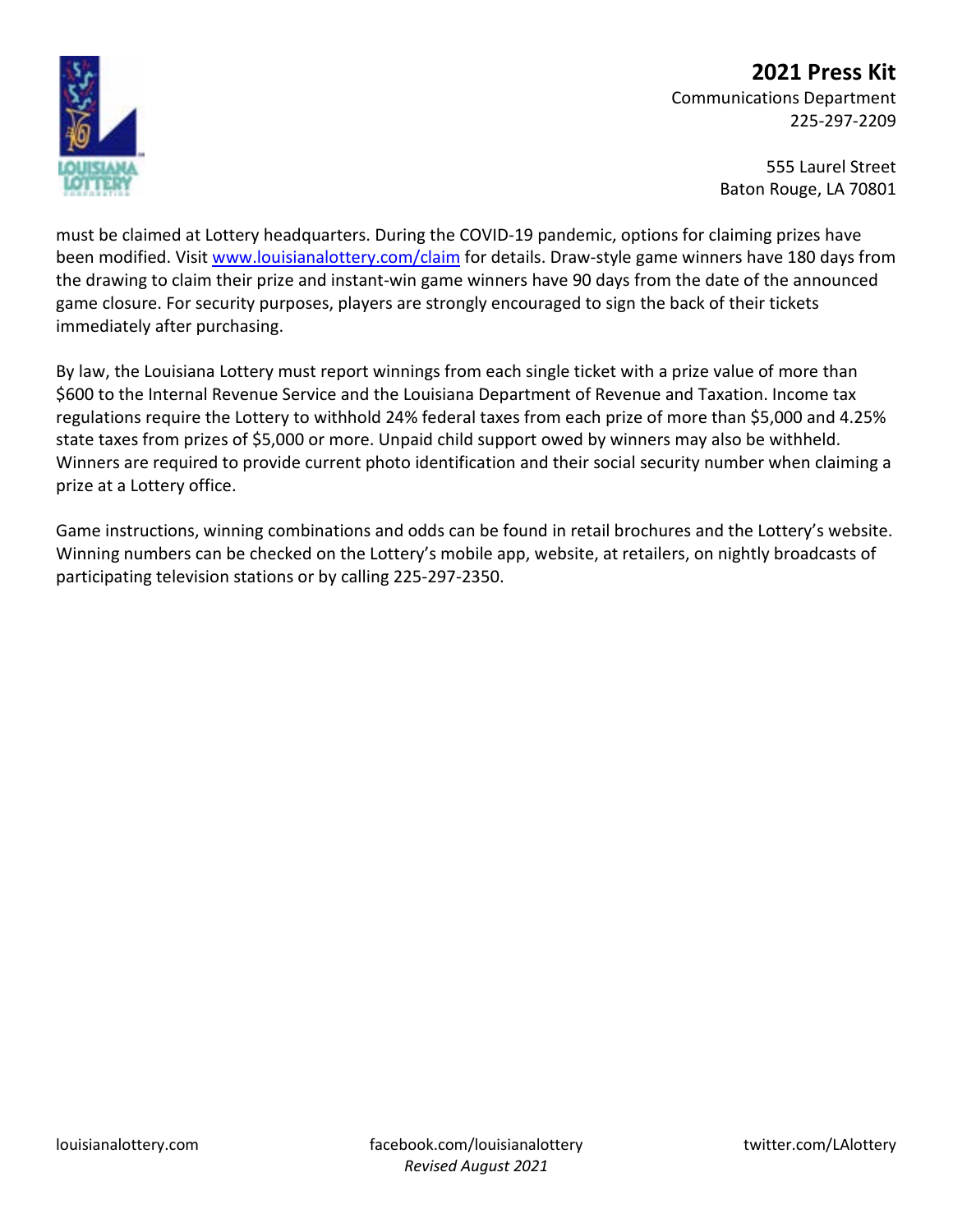must be claimed at Lottery headquarters. During the COVID-19 pandemic, options for claiming prizes have been modified. Visit [www.louisianalottery.com/claim](www.louisianalottery.com/claim) for details. Draw-style game winners have 180 days from the drawing to claim their prize and instant-win game winners have 90 days from the date of the announced game closure. For security purposes, players are strongly encouraged to sign the back of their tickets immediately after purchasing.

By law, the Louisiana Lottery must report winnings from each single ticket with a prize value of more than $600 to the Internal Revenue Service and the Louisiana Department of Revenue and Taxation. Income tax regulations require the Lottery to withhold 24% federal taxes from each prize of more than $5,000 and 4.25% state taxes from prizes of $5,000 or more. Unpaid child support owed by winners may also be withheld. Winners are required to provide current photo identification and their social security number when claiming a prize at a Lottery office.

Game instructions, winning combinations and odds can be found in retail brochures and the Lottery's website. Winning numbers can be checked on the Lottery's mobile app, website, at retailers, on nightly broadcasts of participating television stations or by calling 225-297-2350.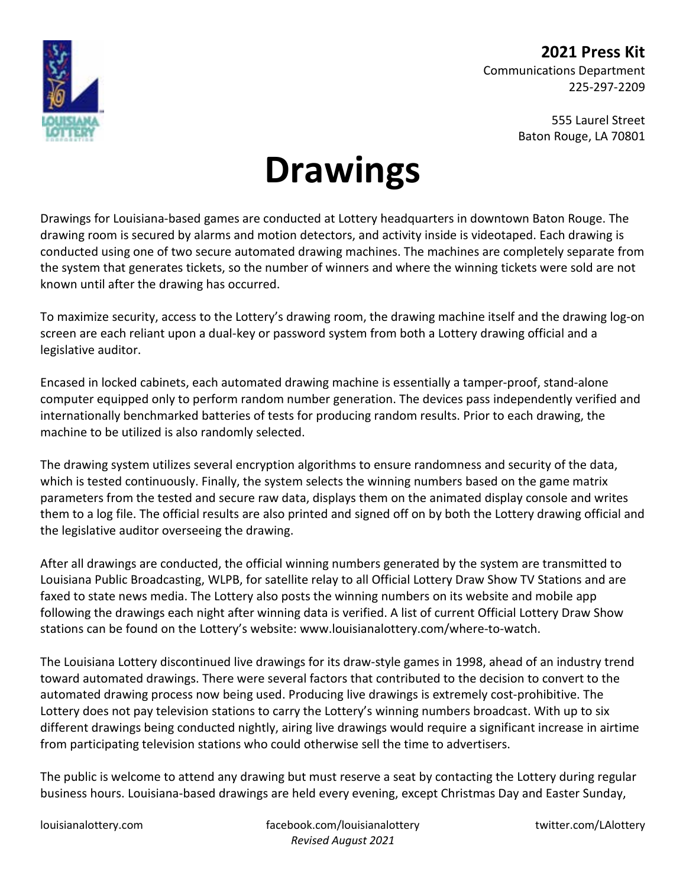**2021 Press Kit**
Communications Department
225-297-2209

555 Laurel Street
Baton Rouge, LA 70801

# Drawings

Drawings for Louisiana-based games are conducted at Lottery headquarters in downtown Baton Rouge. The drawing room is secured by alarms and motion detectors, and activity inside is videotaped. Each drawing is conducted using one of two secure automated drawing machines. The machines are completely separate from the system that generates tickets, so the number of winners and where the winning tickets were sold are not known until after the drawing has occurred.

To maximize security, access to the Lottery's drawing room, the drawing machine itself and the drawing log-on screen are each reliant upon a dual-key or password system from both a Lottery drawing official and a legislative auditor.

Encased in locked cabinets, each automated drawing machine is essentially a tamper-proof, stand-alone computer equipped only to perform random number generation. The devices pass independently verified and internationally benchmarked batteries of tests for producing random results. Prior to each drawing, the machine to be utilized is also randomly selected.

The drawing system utilizes several encryption algorithms to ensure randomness and security of the data, which is tested continuously. Finally, the system selects the winning numbers based on the game matrix parameters from the tested and secure raw data, displays them on the animated display console and writes them to a log file. The official results are also printed and signed off on by both the Lottery drawing official and the legislative auditor overseeing the drawing.

After all drawings are conducted, the official winning numbers generated by the system are transmitted to Louisiana Public Broadcasting, WLPB, for satellite relay to all Official Lottery Draw Show TV Stations and are faxed to state news media. The Lottery also posts the winning numbers on its website and mobile app following the drawings each night after winning data is verified. A list of current Official Lottery Draw Show stations can be found on the Lottery's website: www.louisianalottery.com/where-to-watch.

The Louisiana Lottery discontinued live drawings for its draw-style games in 1998, ahead of an industry trend toward automated drawings. There were several factors that contributed to the decision to convert to the automated drawing process now being used. Producing live drawings is extremely cost-prohibitive. The Lottery does not pay television stations to carry the Lottery's winning numbers broadcast. With up to six different drawings being conducted nightly, airing live drawings would require a significant increase in airtime from participating television stations who could otherwise sell the time to advertisers.

The public is welcome to attend any drawing but must reserve a seat by contacting the Lottery during regular business hours. Louisiana-based drawings are held every evening, except Christmas Day and Easter Sunday,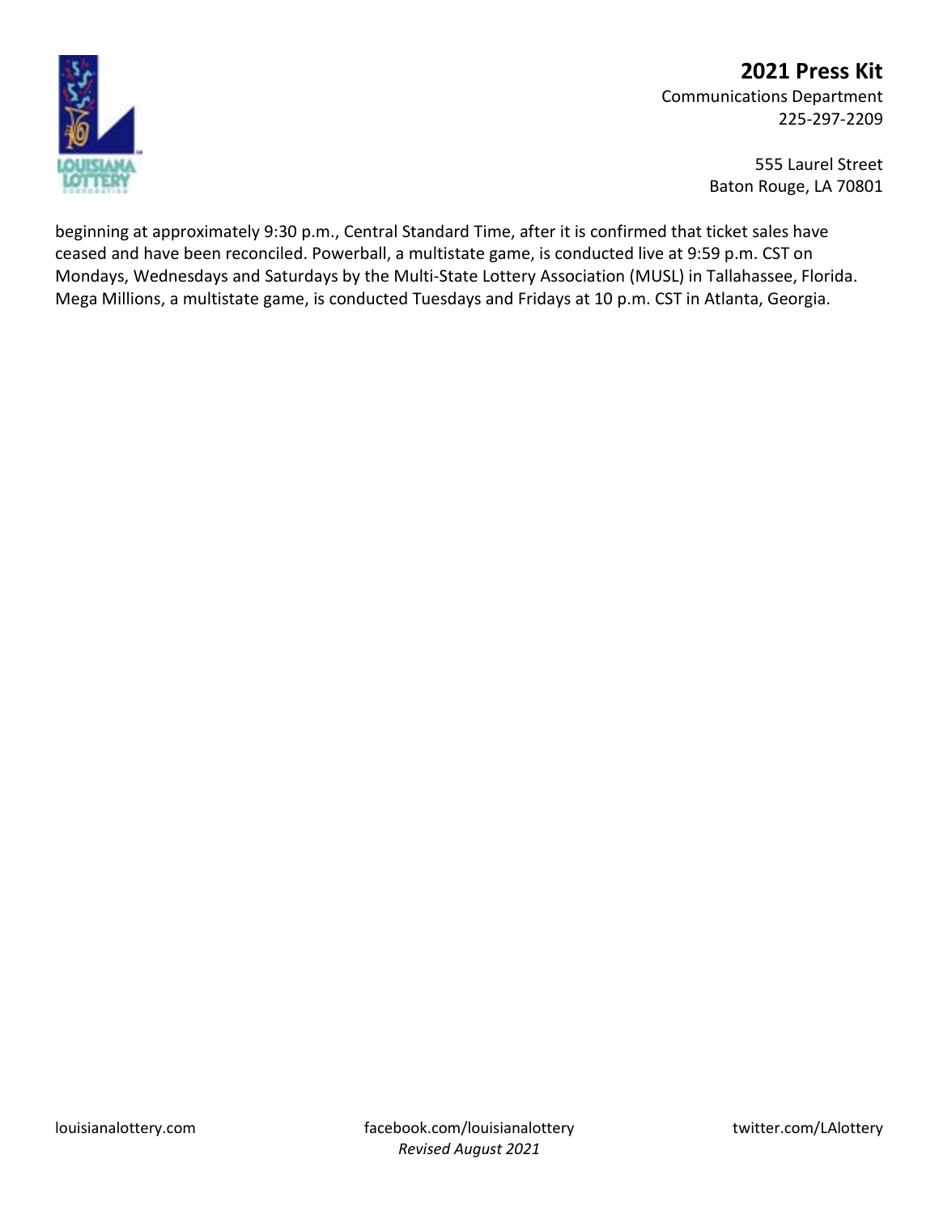beginning at approximately 9:30 p.m., Central Standard Time, after it is confirmed that ticket sales have ceased and have been reconciled. Powerball, a multistate game, is conducted live at 9:59 p.m. CST on Mondays, Wednesdays and Saturdays by the Multi-State Lottery Association (MUSL) in Tallahassee, Florida. Mega Millions, a multistate game, is conducted Tuesdays and Fridays at 10 p.m. CST in Atlanta, Georgia.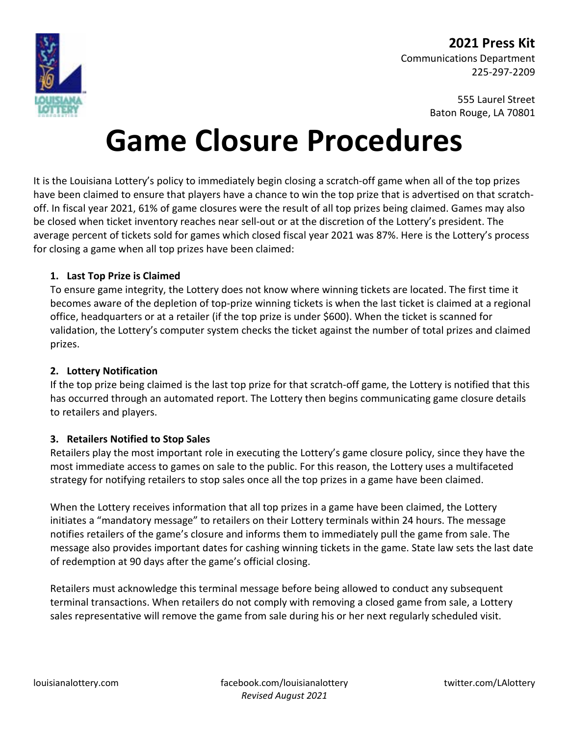**2021 Press Kit**
Communications Department
225-297-2209

555 Laurel Street
Baton Rouge, LA 70801

# Game Closure Procedures

It is the Louisiana Lottery's policy to immediately begin closing a scratch-off game when all of the top prizes have been claimed to ensure that players have a chance to win the top prize that is advertised on that scratch-off. In fiscal year 2021, 61% of game closures were the result of all top prizes being claimed. Games may also be closed when ticket inventory reaches near sell-out or at the discretion of the Lottery's president. The average percent of tickets sold for games which closed fiscal year 2021 was 87%. Here is the Lottery's process for closing a game when all top prizes have been claimed:

1. **Last Top Prize is Claimed**
   To ensure game integrity, the Lottery does not know where winning tickets are located. The first time it becomes aware of the depletion of top-prize winning tickets is when the last ticket is claimed at a regional office, headquarters or at a retailer (if the top prize is under $600). When the ticket is scanned for validation, the Lottery's computer system checks the ticket against the number of total prizes and claimed prizes.

2. **Lottery Notification**
   If the top prize being claimed is the last top prize for that scratch-off game, the Lottery is notified that this has occurred through an automated report. The Lottery then begins communicating game closure details to retailers and players.

3. **Retailers Notified to Stop Sales**
   Retailers play the most important role in executing the Lottery's game closure policy, since they have the most immediate access to games on sale to the public. For this reason, the Lottery uses a multifaceted strategy for notifying retailers to stop sales once all the top prizes in a game have been claimed.

   When the Lottery receives information that all top prizes in a game have been claimed, the Lottery initiates a "mandatory message" to retailers on their Lottery terminals within 24 hours. The message notifies retailers of the game's closure and informs them to immediately pull the game from sale. The message also provides important dates for cashing winning tickets in the game. State law sets the last date of redemption at 90 days after the game's official closing.

   Retailers must acknowledge this terminal message before being allowed to conduct any subsequent terminal transactions. When retailers do not comply with removing a closed game from sale, a Lottery sales representative will remove the game from sale during his or her next regularly scheduled visit.

louisianalottery.com facebook.com/louisianalottery twitter.com/LAlottery

*Revised August 2021*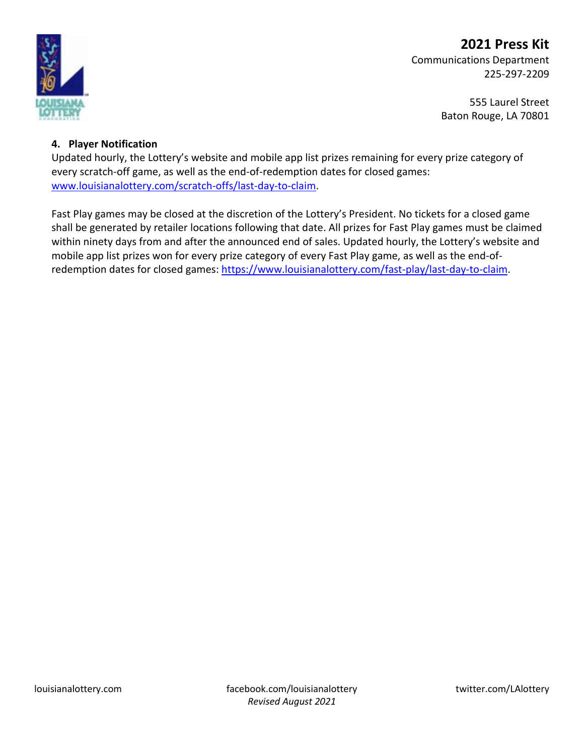#### 4. Player Notification

Updated hourly, the Lottery's website and mobile app list prizes remaining for every prize category of every scratch-off game, as well as the end-of-redemption dates for closed games: www.louisianalottery.com/scratch-offs/last-day-to-claim.

Fast Play games may be closed at the discretion of the Lottery's President. No tickets for a closed game shall be generated by retailer locations following that date. All prizes for Fast Play games must be claimed within ninety days from and after the announced end of sales. Updated hourly, the Lottery's website and mobile app list prizes won for every prize category of every Fast Play game, as well as the end-of-redemption dates for closed games: https://www.louisianalottery.com/fast-play/last-day-to-claim.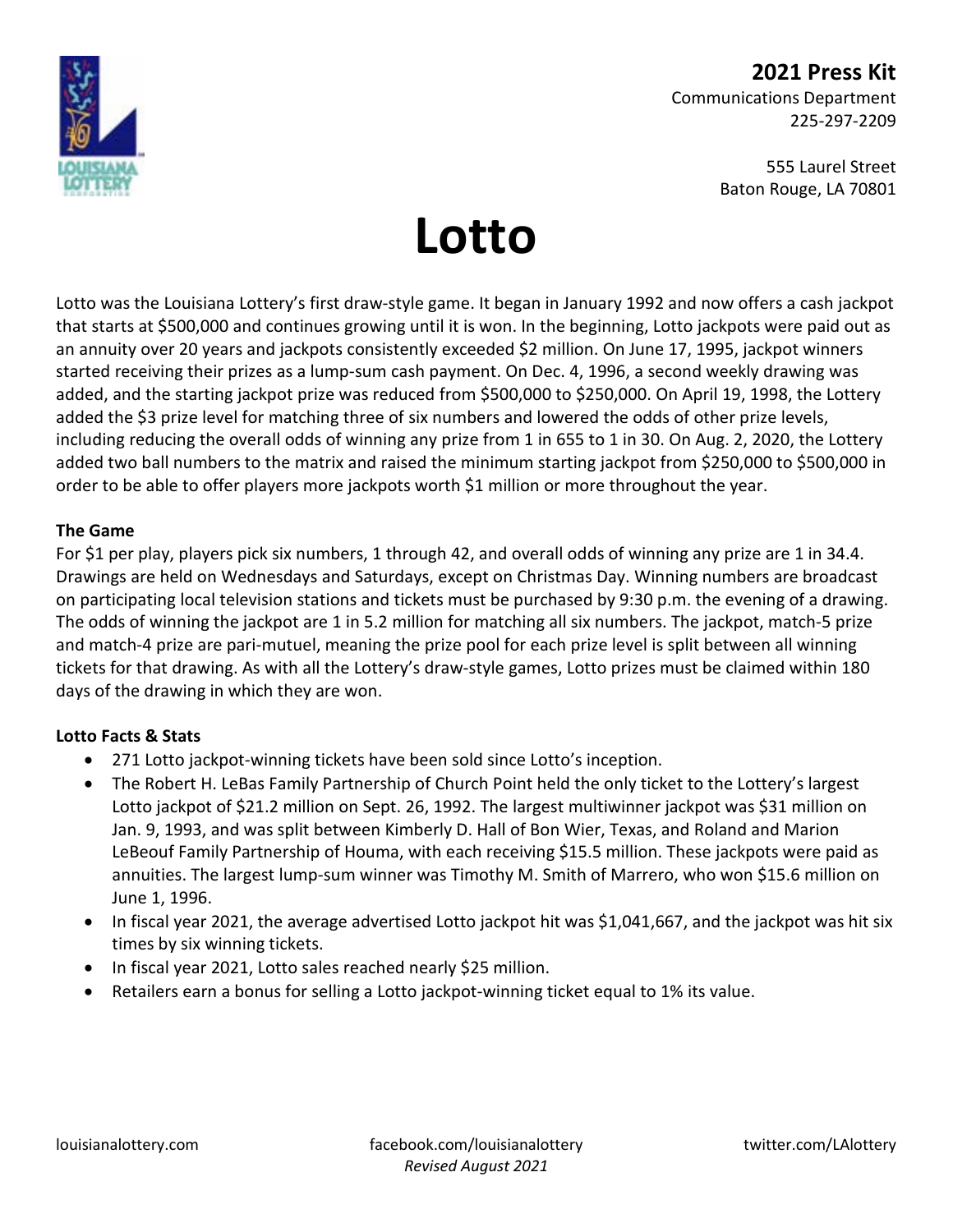**2021 Press Kit**
Communications Department
225-297-2209

555 Laurel Street
Baton Rouge, LA 70801

# Lotto

Lotto was the Louisiana Lottery's first draw-style game. It began in January 1992 and now offers a cash jackpot that starts at $500,000 and continues growing until it is won. In the beginning, Lotto jackpots were paid out as an annuity over 20 years and jackpots consistently exceeded $2 million. On June 17, 1995, jackpot winners started receiving their prizes as a lump-sum cash payment. On Dec. 4, 1996, a second weekly drawing was added, and the starting jackpot prize was reduced from $500,000 to $250,000. On April 19, 1998, the Lottery added the $3 prize level for matching three of six numbers and lowered the odds of other prize levels, including reducing the overall odds of winning any prize from 1 in 655 to 1 in 30. On Aug. 2, 2020, the Lottery added two ball numbers to the matrix and raised the minimum starting jackpot from $250,000 to $500,000 in order to be able to offer players more jackpots worth $1 million or more throughout the year.

**The Game**

For $1 per play, players pick six numbers, 1 through 42, and overall odds of winning any prize are 1 in 34.4. Drawings are held on Wednesdays and Saturdays, except on Christmas Day. Winning numbers are broadcast on participating local television stations and tickets must be purchased by 9:30 p.m. the evening of a drawing. The odds of winning the jackpot are 1 in 5.2 million for matching all six numbers. The jackpot, match-5 prize and match-4 prize are pari-mutuel, meaning the prize pool for each prize level is split between all winning tickets for that drawing. As with all the Lottery's draw-style games, Lotto prizes must be claimed within 180 days of the drawing in which they are won.

**Lotto Facts & Stats**

- 271 Lotto jackpot-winning tickets have been sold since Lotto's inception.
- The Robert H. LeBas Family Partnership of Church Point held the only ticket to the Lottery's largest Lotto jackpot of $21.2 million on Sept. 26, 1992. The largest multiwinner jackpot was $31 million on Jan. 9, 1993, and was split between Kimberly D. Hall of Bon Wier, Texas, and Roland and Marion LeBeouf Family Partnership of Houma, with each receiving $15.5 million. These jackpots were paid as annuities. The largest lump-sum winner was Timothy M. Smith of Marrero, who won $15.6 million on June 1, 1996.
- In fiscal year 2021, the average advertised Lotto jackpot hit was $1,041,667, and the jackpot was hit six times by six winning tickets.
- In fiscal year 2021, Lotto sales reached nearly $25 million.
- Retailers earn a bonus for selling a Lotto jackpot-winning ticket equal to 1% its value.

louisianalottery.com facebook.com/louisianalottery twitter.com/LAlottery

*Revised August 2021*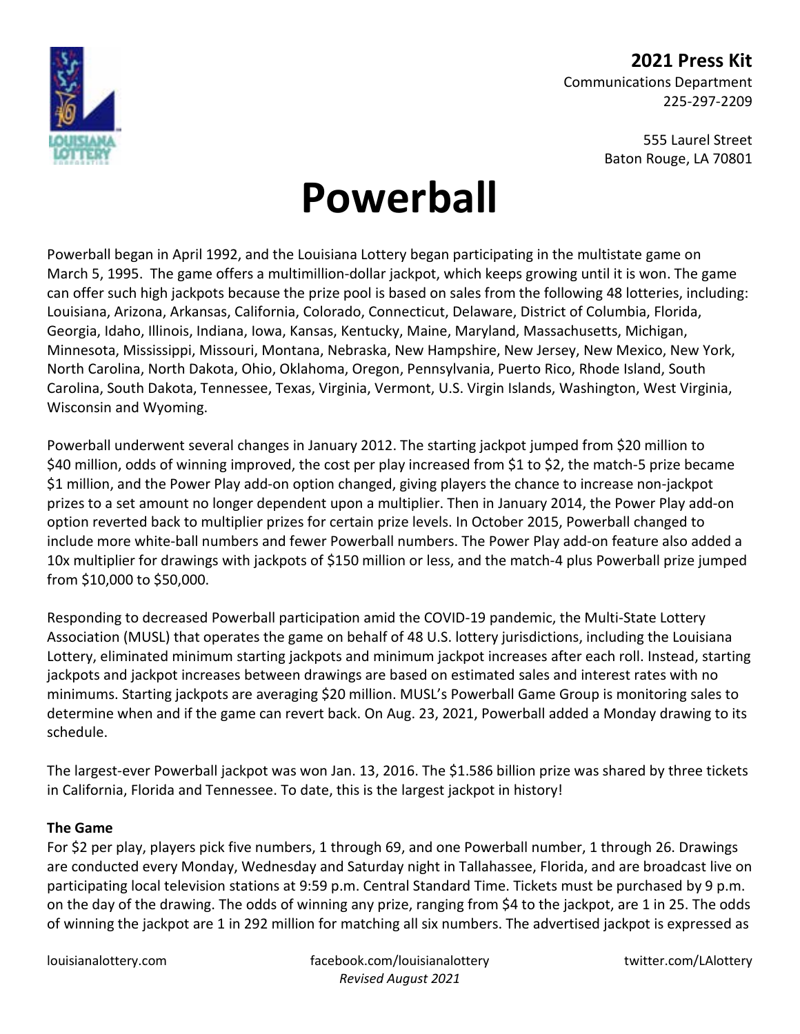**2021 Press Kit**
Communications Department
225-297-2209

555 Laurel Street
Baton Rouge, LA 70801

# Powerball

Powerball began in April 1992, and the Louisiana Lottery began participating in the multistate game on March 5, 1995. The game offers a multimillion-dollar jackpot, which keeps growing until it is won. The game can offer such high jackpots because the prize pool is based on sales from the following 48 lotteries, including: Louisiana, Arizona, Arkansas, California, Colorado, Connecticut, Delaware, District of Columbia, Florida, Georgia, Idaho, Illinois, Indiana, Iowa, Kansas, Kentucky, Maine, Maryland, Massachusetts, Michigan, Minnesota, Mississippi, Missouri, Montana, Nebraska, New Hampshire, New Jersey, New Mexico, New York, North Carolina, North Dakota, Ohio, Oklahoma, Oregon, Pennsylvania, Puerto Rico, Rhode Island, South Carolina, South Dakota, Tennessee, Texas, Virginia, Vermont, U.S. Virgin Islands, Washington, West Virginia, Wisconsin and Wyoming.

Powerball underwent several changes in January 2012. The starting jackpot jumped from $20 million to $40 million, odds of winning improved, the cost per play increased from $1 to $2, the match-5 prize became $1 million, and the Power Play add-on option changed, giving players the chance to increase non-jackpot prizes to a set amount no longer dependent upon a multiplier. Then in January 2014, the Power Play add-on option reverted back to multiplier prizes for certain prize levels. In October 2015, Powerball changed to include more white-ball numbers and fewer Powerball numbers. The Power Play add-on feature also added a 10x multiplier for drawings with jackpots of $150 million or less, and the match-4 plus Powerball prize jumped from $10,000 to $50,000.

Responding to decreased Powerball participation amid the COVID-19 pandemic, the Multi-State Lottery Association (MUSL) that operates the game on behalf of 48 U.S. lottery jurisdictions, including the Louisiana Lottery, eliminated minimum starting jackpots and minimum jackpot increases after each roll. Instead, starting jackpots and jackpot increases between drawings are based on estimated sales and interest rates with no minimums. Starting jackpots are averaging $20 million. MUSL's Powerball Game Group is monitoring sales to determine when and if the game can revert back. On Aug. 23, 2021, Powerball added a Monday drawing to its schedule.

The largest-ever Powerball jackpot was won Jan. 13, 2016. The $1.586 billion prize was shared by three tickets in California, Florida and Tennessee. To date, this is the largest jackpot in history!

**The Game**

For $2 per play, players pick five numbers, 1 through 69, and one Powerball number, 1 through 26. Drawings are conducted every Monday, Wednesday and Saturday night in Tallahassee, Florida, and are broadcast live on participating local television stations at 9:59 p.m. Central Standard Time. Tickets must be purchased by 9 p.m. on the day of the drawing. The odds of winning any prize, ranging from $4 to the jackpot, are 1 in 25. The odds of winning the jackpot are 1 in 292 million for matching all six numbers. The advertised jackpot is expressed as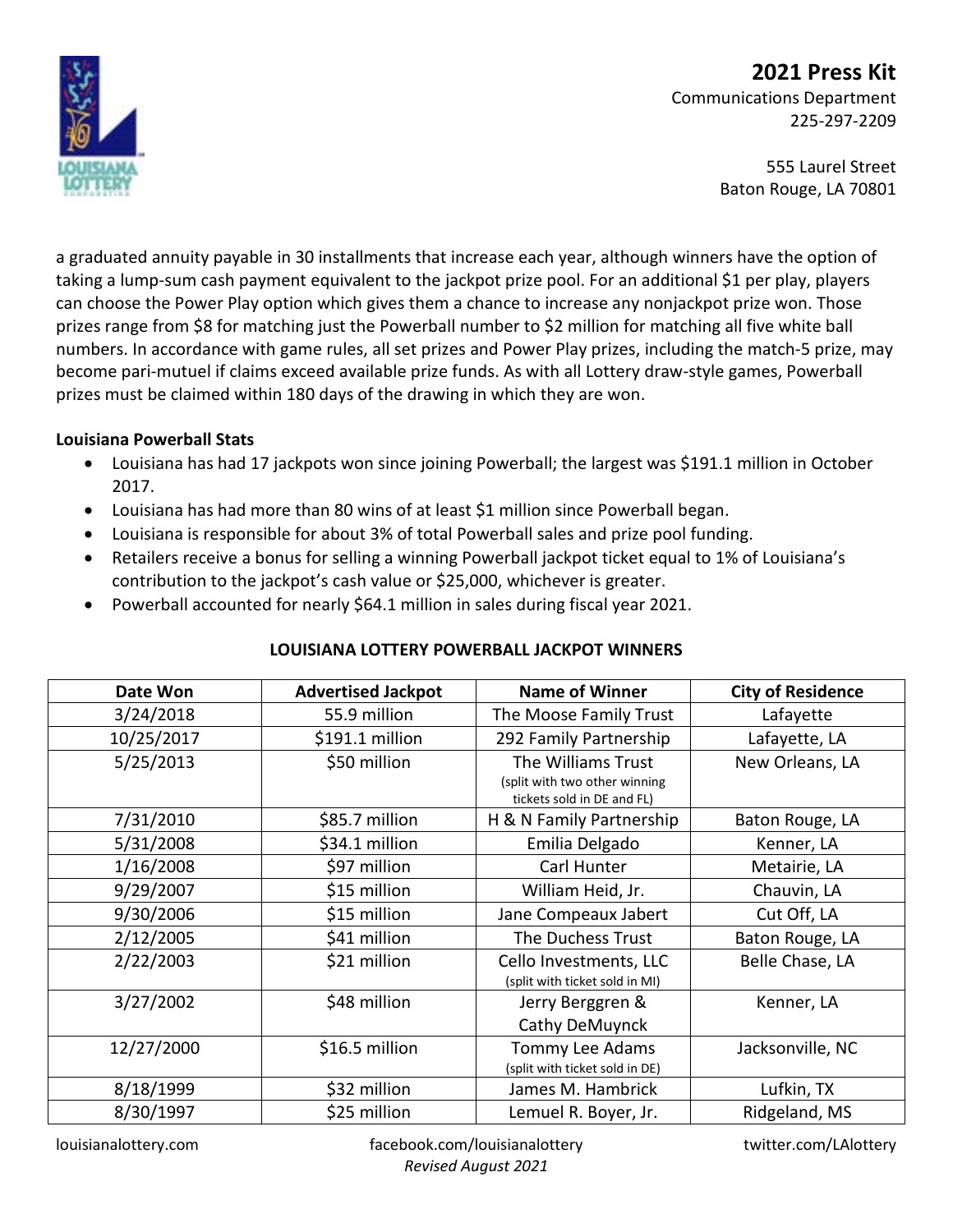a graduated annuity payable in 30 installments that increase each year, although winners have the option of taking a lump-sum cash payment equivalent to the jackpot prize pool. For an additional $1 per play, players can choose the Power Play option which gives them a chance to increase any nonjackpot prize won. Those prizes range from $8 for matching just the Powerball number to $2 million for matching all five white ball numbers. In accordance with game rules, all set prizes and Power Play prizes, including the match-5 prize, may become pari-mutuel if claims exceed available prize funds. As with all Lottery draw-style games, Powerball prizes must be claimed within 180 days of the drawing in which they are won.

**Louisiana Powerball Stats**

- Louisiana has had 17 jackpots won since joining Powerball; the largest was $191.1 million in October 2017.
- Louisiana has had more than 80 wins of at least $1 million since Powerball began.
- Louisiana is responsible for about 3% of total Powerball sales and prize pool funding.
- Retailers receive a bonus for selling a winning Powerball jackpot ticket equal to 1% of Louisiana's contribution to the jackpot's cash value or $25,000, whichever is greater.
- Powerball accounted for nearly $64.1 million in sales during fiscal year 2021.

**LOUISIANA LOTTERY POWERBALL JACKPOT WINNERS**

| Date Won | Advertised Jackpot | Name of Winner | City of Residence |
|---|---|---|---|
| 3/24/2018 | 55.9 million | The Moose Family Trust | Lafayette |
| 10/25/2017 | $191.1 million | 292 Family Partnership | Lafayette, LA |
| 5/25/2013 | $50 million | The Williams Trust (split with two other winning tickets sold in DE and FL) | New Orleans, LA |
| 7/31/2010 | $85.7 million | H & N Family Partnership | Baton Rouge, LA |
| 5/31/2008 | $34.1 million | Emilia Delgado | Kenner, LA |
| 1/16/2008 | $97 million | Carl Hunter | Metairie, LA |
| 9/29/2007 | $15 million | William Heid, Jr. | Chauvin, LA |
| 9/30/2006 | $15 million | Jane Compeaux Jabert | Cut Off, LA |
| 2/12/2005 | $41 million | The Duchess Trust | Baton Rouge, LA |
| 2/22/2003 | $21 million | Cello Investments, LLC (split with ticket sold in MI) | Belle Chase, LA |
| 3/27/2002 | $48 million | Jerry Berggren & Cathy DeMuynck | Kenner, LA |
| 12/27/2000 | $16.5 million | Tommy Lee Adams (split with ticket sold in DE) | Jacksonville, NC |
| 8/18/1999 | $32 million | James M. Hambrick | Lufkin, TX |
| 8/30/1997 | $25 million | Lemuel R. Boyer, Jr. | Ridgeland, MS |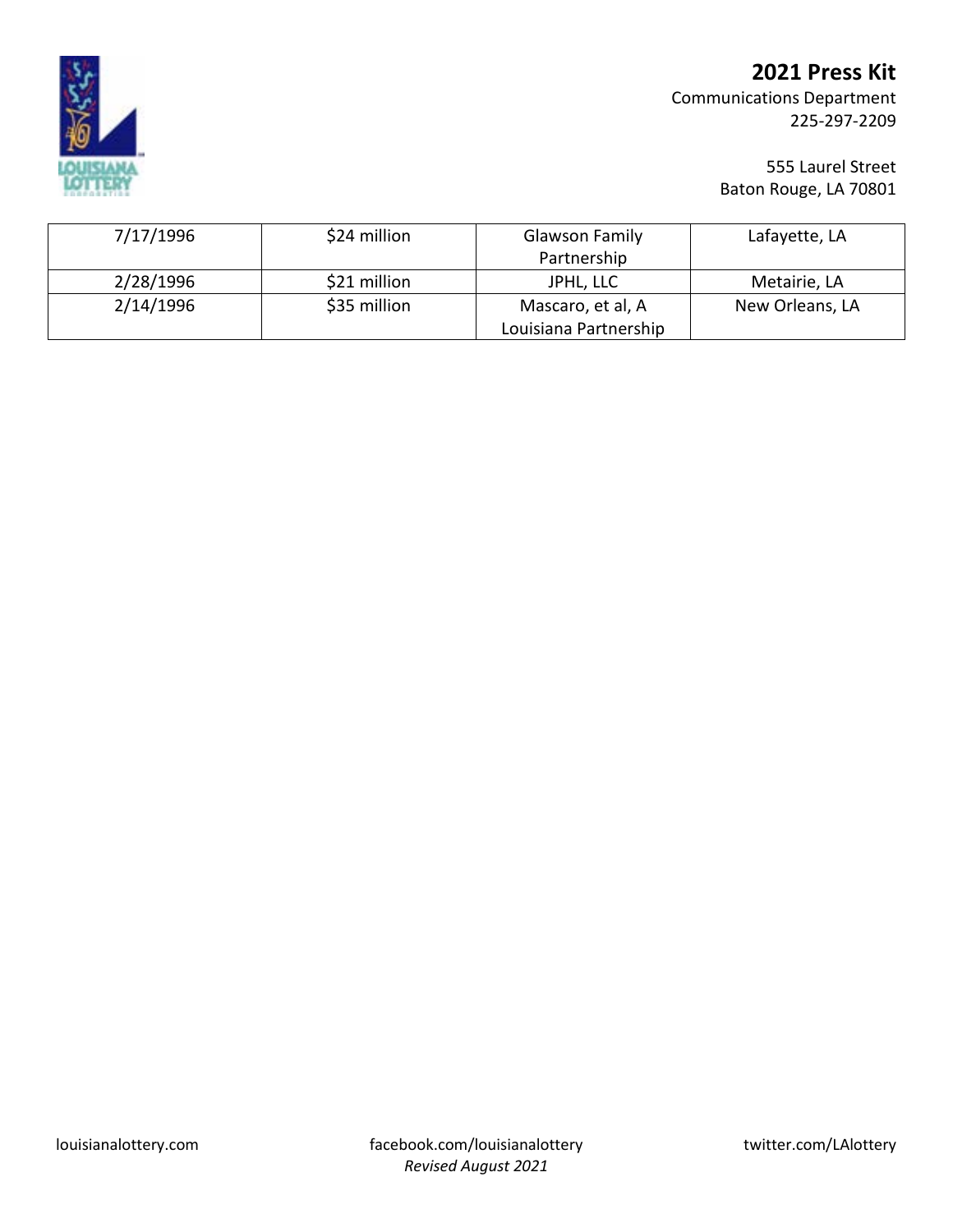| | | | |
|---|---|---|---|
| 7/17/1996 | $24 million | Glawson Family Partnership | Lafayette, LA |
| 2/28/1996 | $21 million | JPHL, LLC | Metairie, LA |
| 2/14/1996 | $35 million | Mascaro, et al, A Louisiana Partnership | New Orleans, LA |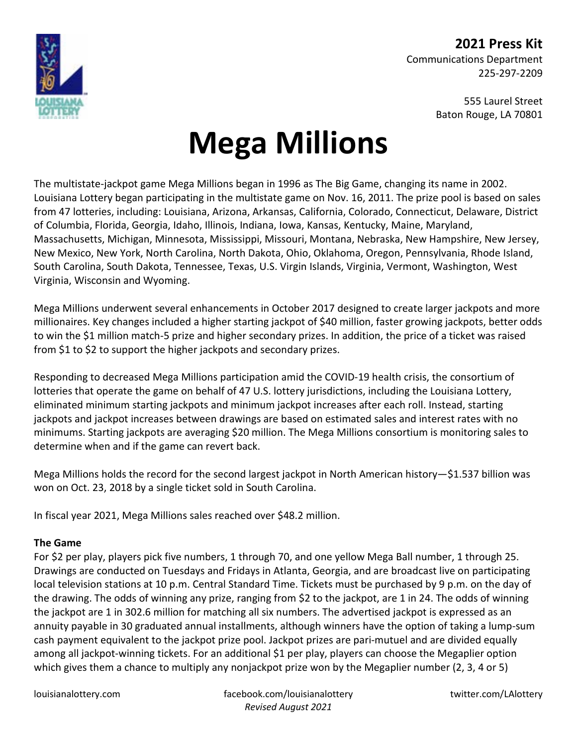**2021 Press Kit**
Communications Department
225-297-2209

555 Laurel Street
Baton Rouge, LA 70801

# Mega Millions

The multistate-jackpot game Mega Millions began in 1996 as The Big Game, changing its name in 2002. Louisiana Lottery began participating in the multistate game on Nov. 16, 2011. The prize pool is based on sales from 47 lotteries, including: Louisiana, Arizona, Arkansas, California, Colorado, Connecticut, Delaware, District of Columbia, Florida, Georgia, Idaho, Illinois, Indiana, Iowa, Kansas, Kentucky, Maine, Maryland, Massachusetts, Michigan, Minnesota, Mississippi, Missouri, Montana, Nebraska, New Hampshire, New Jersey, New Mexico, New York, North Carolina, North Dakota, Ohio, Oklahoma, Oregon, Pennsylvania, Rhode Island, South Carolina, South Dakota, Tennessee, Texas, U.S. Virgin Islands, Virginia, Vermont, Washington, West Virginia, Wisconsin and Wyoming.

Mega Millions underwent several enhancements in October 2017 designed to create larger jackpots and more millionaires. Key changes included a higher starting jackpot of $40 million, faster growing jackpots, better odds to win the $1 million match-5 prize and higher secondary prizes. In addition, the price of a ticket was raised from $1 to $2 to support the higher jackpots and secondary prizes.

Responding to decreased Mega Millions participation amid the COVID-19 health crisis, the consortium of lotteries that operate the game on behalf of 47 U.S. lottery jurisdictions, including the Louisiana Lottery, eliminated minimum starting jackpots and minimum jackpot increases after each roll. Instead, starting jackpots and jackpot increases between drawings are based on estimated sales and interest rates with no minimums. Starting jackpots are averaging $20 million. The Mega Millions consortium is monitoring sales to determine when and if the game can revert back.

Mega Millions holds the record for the second largest jackpot in North American history—$1.537 billion was won on Oct. 23, 2018 by a single ticket sold in South Carolina.

In fiscal year 2021, Mega Millions sales reached over $48.2 million.

**The Game**

For $2 per play, players pick five numbers, 1 through 70, and one yellow Mega Ball number, 1 through 25. Drawings are conducted on Tuesdays and Fridays in Atlanta, Georgia, and are broadcast live on participating local television stations at 10 p.m. Central Standard Time. Tickets must be purchased by 9 p.m. on the day of the drawing. The odds of winning any prize, ranging from $2 to the jackpot, are 1 in 24. The odds of winning the jackpot are 1 in 302.6 million for matching all six numbers. The advertised jackpot is expressed as an annuity payable in 30 graduated annual installments, although winners have the option of taking a lump-sum cash payment equivalent to the jackpot prize pool. Jackpot prizes are pari-mutuel and are divided equally among all jackpot-winning tickets. For an additional $1 per play, players can choose the Megaplier option which gives them a chance to multiply any nonjackpot prize won by the Megaplier number (2, 3, 4 or 5)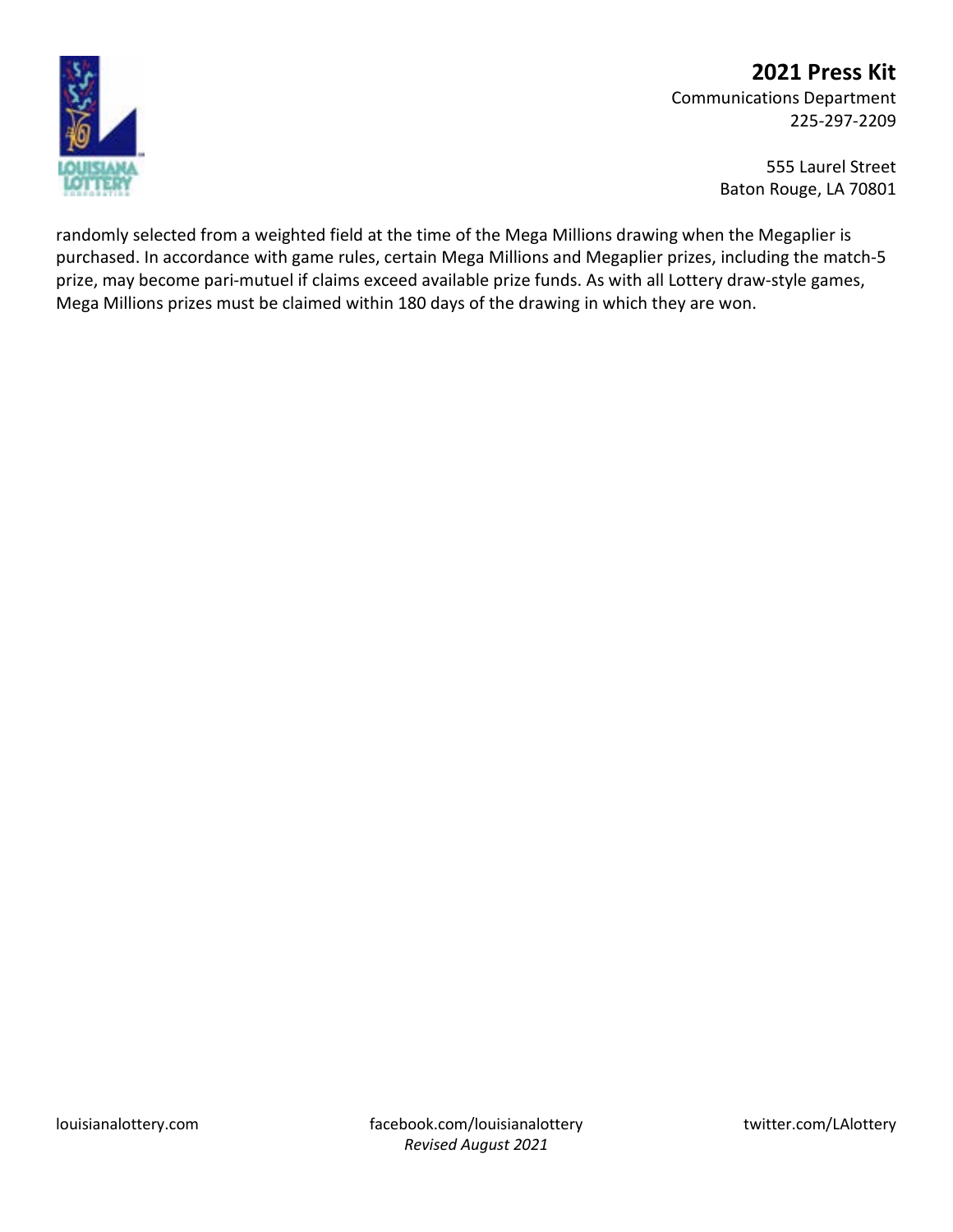randomly selected from a weighted field at the time of the Mega Millions drawing when the Megaplier is purchased. In accordance with game rules, certain Mega Millions and Megaplier prizes, including the match-5 prize, may become pari-mutuel if claims exceed available prize funds. As with all Lottery draw-style games, Mega Millions prizes must be claimed within 180 days of the drawing in which they are won.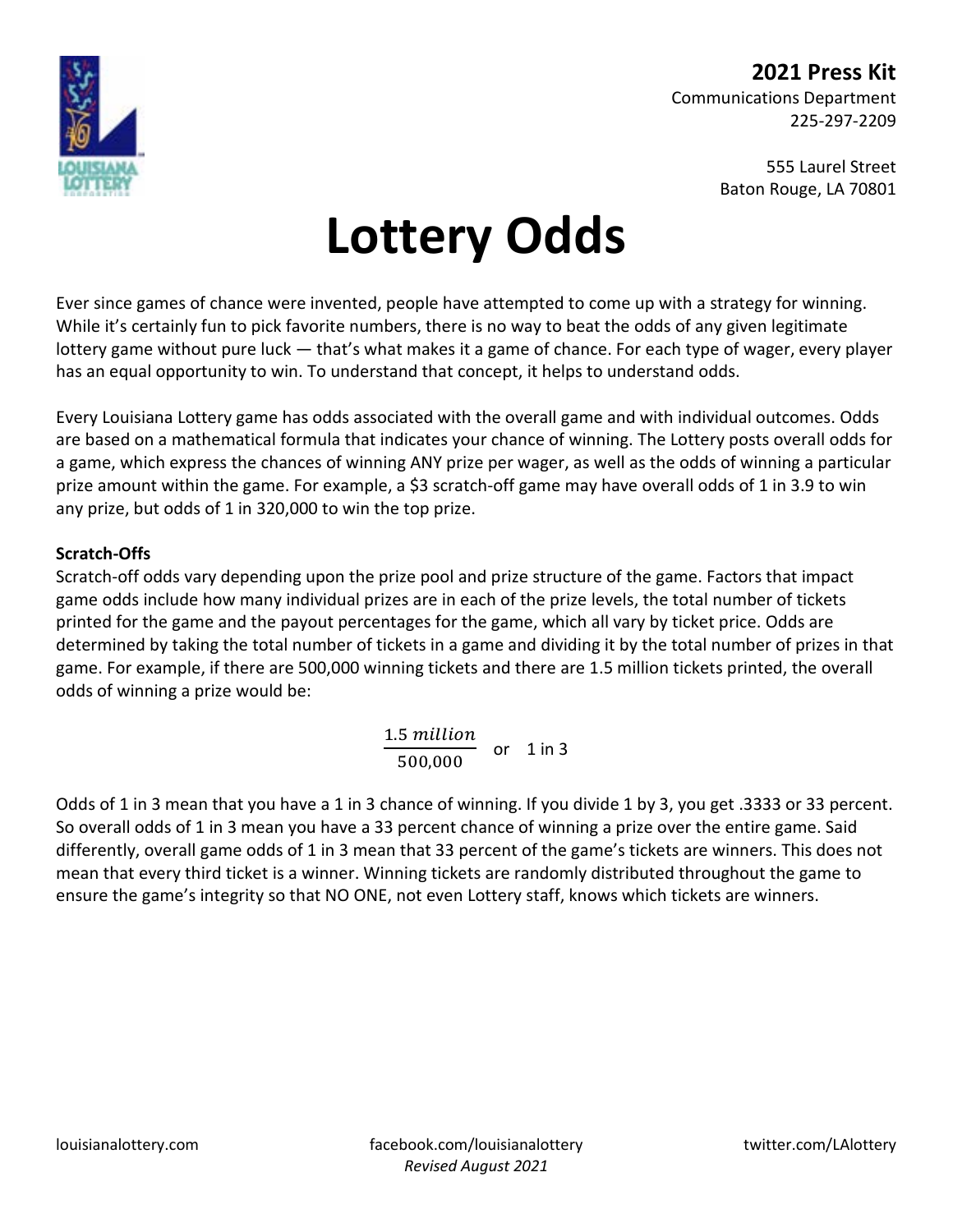**2021 Press Kit**
Communications Department
225-297-2209

555 Laurel Street
Baton Rouge, LA 70801

# Lottery Odds

Ever since games of chance were invented, people have attempted to come up with a strategy for winning. While it's certainly fun to pick favorite numbers, there is no way to beat the odds of any given legitimate lottery game without pure luck — that's what makes it a game of chance. For each type of wager, every player has an equal opportunity to win. To understand that concept, it helps to understand odds.

Every Louisiana Lottery game has odds associated with the overall game and with individual outcomes. Odds are based on a mathematical formula that indicates your chance of winning. The Lottery posts overall odds for a game, which express the chances of winning ANY prize per wager, as well as the odds of winning a particular prize amount within the game. For example, a $3 scratch-off game may have overall odds of 1 in 3.9 to win any prize, but odds of 1 in 320,000 to win the top prize.

**Scratch-Offs**

Scratch-off odds vary depending upon the prize pool and prize structure of the game. Factors that impact game odds include how many individual prizes are in each of the prize levels, the total number of tickets printed for the game and the payout percentages for the game, which all vary by ticket price. Odds are determined by taking the total number of tickets in a game and dividing it by the total number of prizes in that game. For example, if there are 500,000 winning tickets and there are 1.5 million tickets printed, the overall odds of winning a prize would be:

$$\frac{1.5\ million}{500{,}000} \quad \text{or} \quad 1 \text{ in } 3$$

Odds of 1 in 3 mean that you have a 1 in 3 chance of winning. If you divide 1 by 3, you get .3333 or 33 percent. So overall odds of 1 in 3 mean you have a 33 percent chance of winning a prize over the entire game. Said differently, overall game odds of 1 in 3 mean that 33 percent of the game's tickets are winners. This does not mean that every third ticket is a winner. Winning tickets are randomly distributed throughout the game to ensure the game's integrity so that NO ONE, not even Lottery staff, knows which tickets are winners.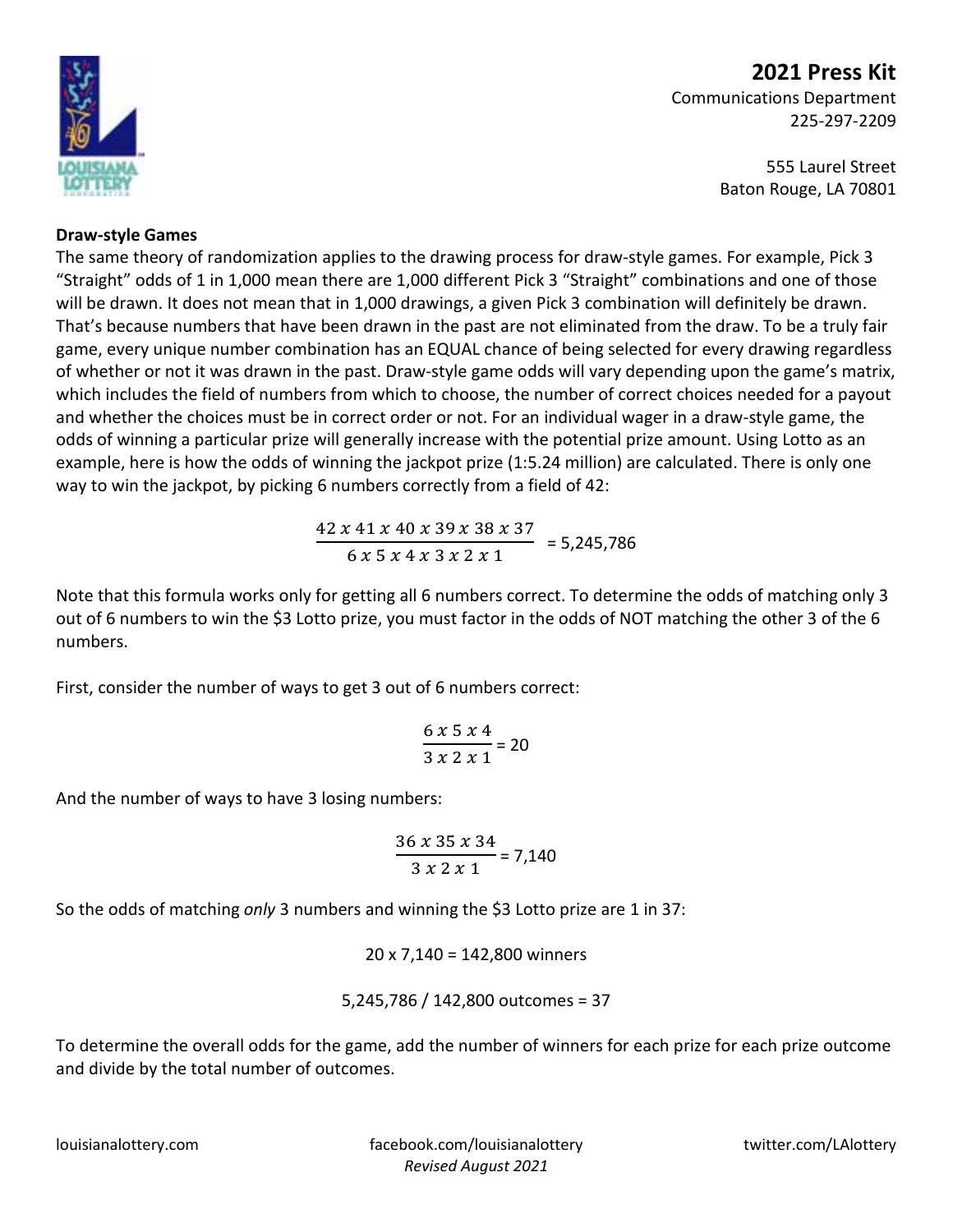**Draw-style Games**

The same theory of randomization applies to the drawing process for draw-style games. For example, Pick 3 "Straight" odds of 1 in 1,000 mean there are 1,000 different Pick 3 "Straight" combinations and one of those will be drawn. It does not mean that in 1,000 drawings, a given Pick 3 combination will definitely be drawn. That's because numbers that have been drawn in the past are not eliminated from the draw. To be a truly fair game, every unique number combination has an EQUAL chance of being selected for every drawing regardless of whether or not it was drawn in the past. Draw-style game odds will vary depending upon the game's matrix, which includes the field of numbers from which to choose, the number of correct choices needed for a payout and whether the choices must be in correct order or not. For an individual wager in a draw-style game, the odds of winning a particular prize will generally increase with the potential prize amount. Using Lotto as an example, here is how the odds of winning the jackpot prize (1:5.24 million) are calculated. There is only one way to win the jackpot, by picking 6 numbers correctly from a field of 42:

$$\frac{42 \times 41 \times 40 \times 39 \times 38 \times 37}{6 \times 5 \times 4 \times 3 \times 2 \times 1} = 5{,}245{,}786$$

Note that this formula works only for getting all 6 numbers correct. To determine the odds of matching only 3 out of 6 numbers to win the $3 Lotto prize, you must factor in the odds of NOT matching the other 3 of the 6 numbers.

First, consider the number of ways to get 3 out of 6 numbers correct:

$$\frac{6 \times 5 \times 4}{3 \times 2 \times 1} = 20$$

And the number of ways to have 3 losing numbers:

$$\frac{36 \times 35 \times 34}{3 \times 2 \times 1} = 7{,}140$$

So the odds of matching *only* 3 numbers and winning the $3 Lotto prize are 1 in 37:

$$20 \times 7{,}140 = 142{,}800 \text{ winners}$$

$$5{,}245{,}786 \,/\, 142{,}800 \text{ outcomes} = 37$$

To determine the overall odds for the game, add the number of winners for each prize for each prize outcome and divide by the total number of outcomes.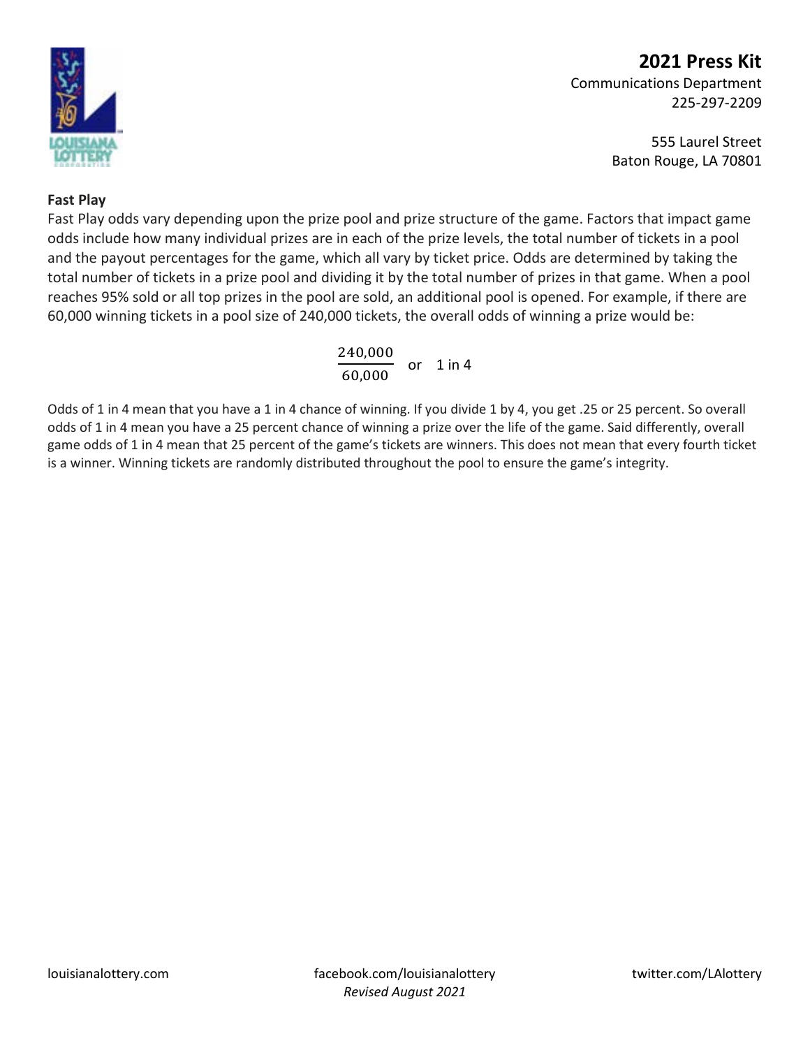**Fast Play**

Fast Play odds vary depending upon the prize pool and prize structure of the game. Factors that impact game odds include how many individual prizes are in each of the prize levels, the total number of tickets in a pool and the payout percentages for the game, which all vary by ticket price. Odds are determined by taking the total number of tickets in a prize pool and dividing it by the total number of prizes in that game. When a pool reaches 95% sold or all top prizes in the pool are sold, an additional pool is opened. For example, if there are 60,000 winning tickets in a pool size of 240,000 tickets, the overall odds of winning a prize would be:

$$\frac{240{,}000}{60{,}000} \quad \text{or} \quad 1 \text{ in } 4$$

Odds of 1 in 4 mean that you have a 1 in 4 chance of winning. If you divide 1 by 4, you get .25 or 25 percent. So overall odds of 1 in 4 mean you have a 25 percent chance of winning a prize over the life of the game. Said differently, overall game odds of 1 in 4 mean that 25 percent of the game's tickets are winners. This does not mean that every fourth ticket is a winner. Winning tickets are randomly distributed throughout the pool to ensure the game's integrity.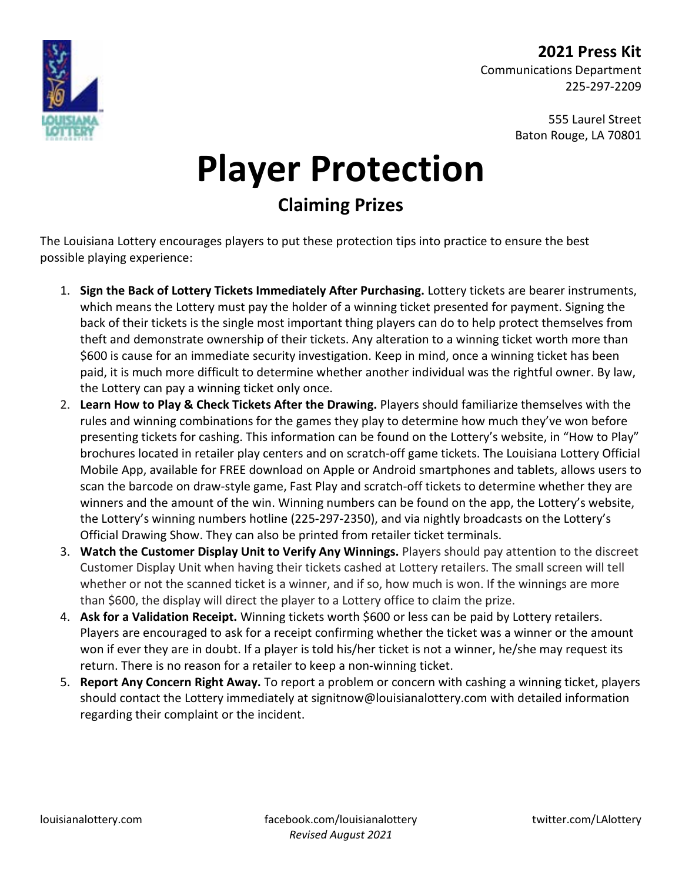**2021 Press Kit**
Communications Department
225-297-2209

555 Laurel Street
Baton Rouge, LA 70801

# Player Protection

## Claiming Prizes

The Louisiana Lottery encourages players to put these protection tips into practice to ensure the best possible playing experience:

1. **Sign the Back of Lottery Tickets Immediately After Purchasing.** Lottery tickets are bearer instruments, which means the Lottery must pay the holder of a winning ticket presented for payment. Signing the back of their tickets is the single most important thing players can do to help protect themselves from theft and demonstrate ownership of their tickets. Any alteration to a winning ticket worth more than $600 is cause for an immediate security investigation. Keep in mind, once a winning ticket has been paid, it is much more difficult to determine whether another individual was the rightful owner. By law, the Lottery can pay a winning ticket only once.
2. **Learn How to Play & Check Tickets After the Drawing.** Players should familiarize themselves with the rules and winning combinations for the games they play to determine how much they've won before presenting tickets for cashing. This information can be found on the Lottery's website, in "How to Play" brochures located in retailer play centers and on scratch-off game tickets. The Louisiana Lottery Official Mobile App, available for FREE download on Apple or Android smartphones and tablets, allows users to scan the barcode on draw-style game, Fast Play and scratch-off tickets to determine whether they are winners and the amount of the win. Winning numbers can be found on the app, the Lottery's website, the Lottery's winning numbers hotline (225-297-2350), and via nightly broadcasts on the Lottery's Official Drawing Show. They can also be printed from retailer ticket terminals.
3. **Watch the Customer Display Unit to Verify Any Winnings.** Players should pay attention to the discreet Customer Display Unit when having their tickets cashed at Lottery retailers. The small screen will tell whether or not the scanned ticket is a winner, and if so, how much is won. If the winnings are more than $600, the display will direct the player to a Lottery office to claim the prize.
4. **Ask for a Validation Receipt.** Winning tickets worth $600 or less can be paid by Lottery retailers. Players are encouraged to ask for a receipt confirming whether the ticket was a winner or the amount won if ever they are in doubt. If a player is told his/her ticket is not a winner, he/she may request its return. There is no reason for a retailer to keep a non-winning ticket.
5. **Report Any Concern Right Away.** To report a problem or concern with cashing a winning ticket, players should contact the Lottery immediately at signitnow@louisianalottery.com with detailed information regarding their complaint or the incident.

louisianalottery.com facebook.com/louisianalottery twitter.com/LAlottery

*Revised August 2021*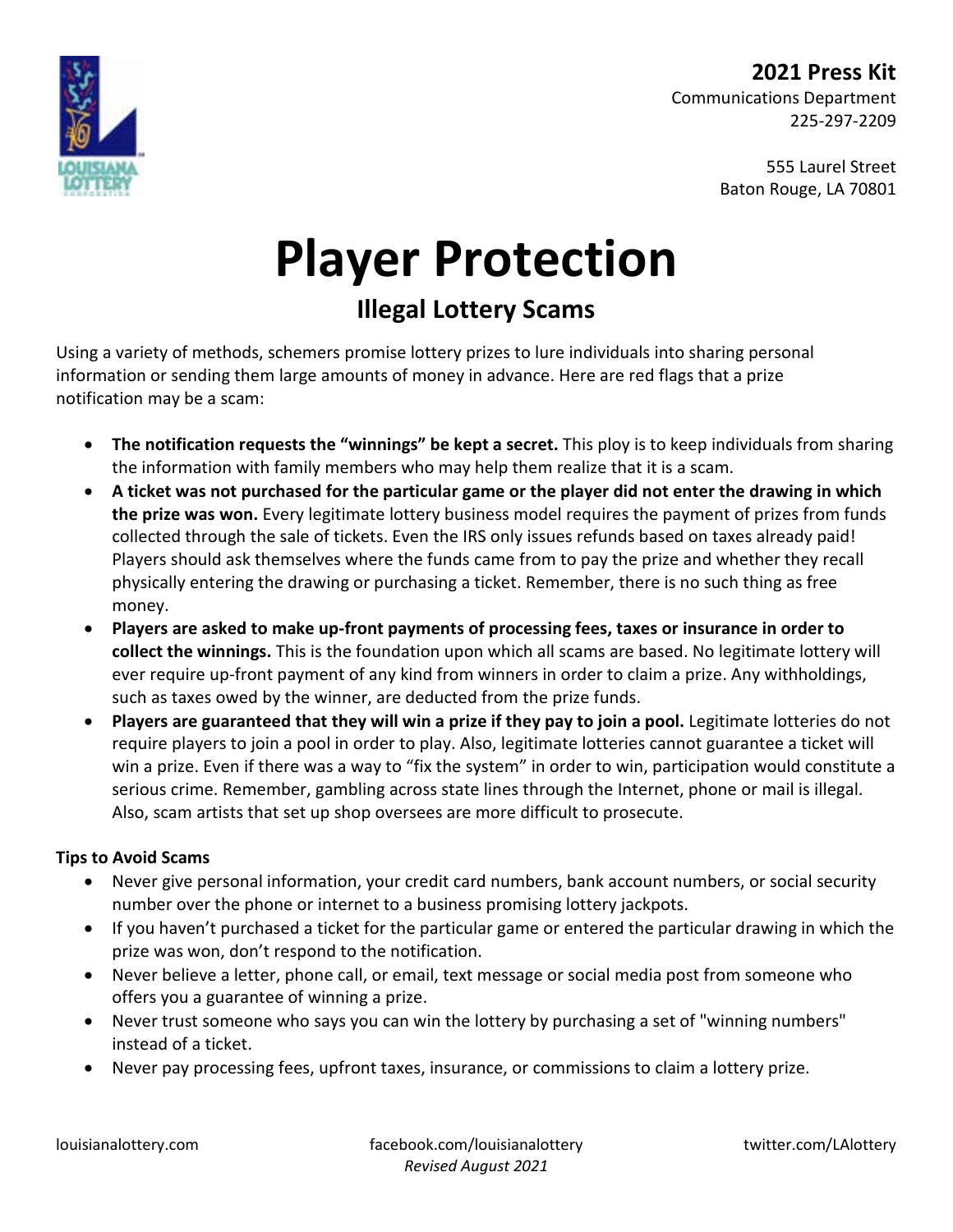**2021 Press Kit**
Communications Department
225-297-2209

555 Laurel Street
Baton Rouge, LA 70801

# Player Protection

## Illegal Lottery Scams

Using a variety of methods, schemers promise lottery prizes to lure individuals into sharing personal information or sending them large amounts of money in advance. Here are red flags that a prize notification may be a scam:

- **The notification requests the "winnings" be kept a secret.** This ploy is to keep individuals from sharing the information with family members who may help them realize that it is a scam.
- **A ticket was not purchased for the particular game or the player did not enter the drawing in which the prize was won.** Every legitimate lottery business model requires the payment of prizes from funds collected through the sale of tickets. Even the IRS only issues refunds based on taxes already paid! Players should ask themselves where the funds came from to pay the prize and whether they recall physically entering the drawing or purchasing a ticket. Remember, there is no such thing as free money.
- **Players are asked to make up-front payments of processing fees, taxes or insurance in order to collect the winnings.** This is the foundation upon which all scams are based. No legitimate lottery will ever require up-front payment of any kind from winners in order to claim a prize. Any withholdings, such as taxes owed by the winner, are deducted from the prize funds.
- **Players are guaranteed that they will win a prize if they pay to join a pool.** Legitimate lotteries do not require players to join a pool in order to play. Also, legitimate lotteries cannot guarantee a ticket will win a prize. Even if there was a way to "fix the system" in order to win, participation would constitute a serious crime. Remember, gambling across state lines through the Internet, phone or mail is illegal. Also, scam artists that set up shop oversees are more difficult to prosecute.

**Tips to Avoid Scams**

- Never give personal information, your credit card numbers, bank account numbers, or social security number over the phone or internet to a business promising lottery jackpots.
- If you haven't purchased a ticket for the particular game or entered the particular drawing in which the prize was won, don't respond to the notification.
- Never believe a letter, phone call, or email, text message or social media post from someone who offers you a guarantee of winning a prize.
- Never trust someone who says you can win the lottery by purchasing a set of "winning numbers" instead of a ticket.
- Never pay processing fees, upfront taxes, insurance, or commissions to claim a lottery prize.

louisianalottery.com facebook.com/louisianalottery twitter.com/LAlottery

*Revised August 2021*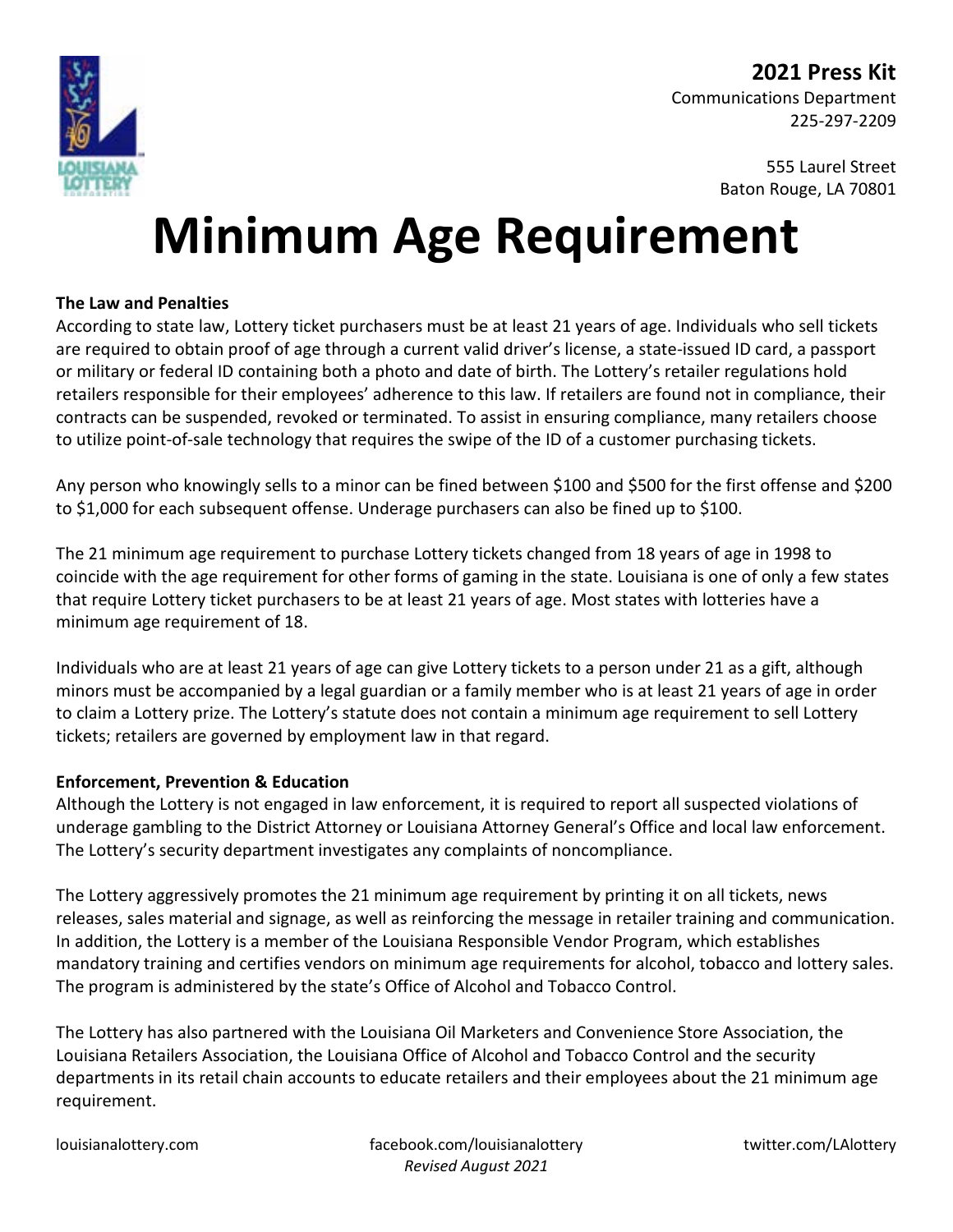**2021 Press Kit**
Communications Department
225-297-2209

555 Laurel Street
Baton Rouge, LA 70801

# Minimum Age Requirement

**The Law and Penalties**

According to state law, Lottery ticket purchasers must be at least 21 years of age. Individuals who sell tickets are required to obtain proof of age through a current valid driver's license, a state-issued ID card, a passport or military or federal ID containing both a photo and date of birth. The Lottery's retailer regulations hold retailers responsible for their employees' adherence to this law. If retailers are found not in compliance, their contracts can be suspended, revoked or terminated. To assist in ensuring compliance, many retailers choose to utilize point-of-sale technology that requires the swipe of the ID of a customer purchasing tickets.

Any person who knowingly sells to a minor can be fined between $100 and $500 for the first offense and $200 to $1,000 for each subsequent offense. Underage purchasers can also be fined up to $100.

The 21 minimum age requirement to purchase Lottery tickets changed from 18 years of age in 1998 to coincide with the age requirement for other forms of gaming in the state. Louisiana is one of only a few states that require Lottery ticket purchasers to be at least 21 years of age. Most states with lotteries have a minimum age requirement of 18.

Individuals who are at least 21 years of age can give Lottery tickets to a person under 21 as a gift, although minors must be accompanied by a legal guardian or a family member who is at least 21 years of age in order to claim a Lottery prize. The Lottery's statute does not contain a minimum age requirement to sell Lottery tickets; retailers are governed by employment law in that regard.

**Enforcement, Prevention & Education**

Although the Lottery is not engaged in law enforcement, it is required to report all suspected violations of underage gambling to the District Attorney or Louisiana Attorney General's Office and local law enforcement. The Lottery's security department investigates any complaints of noncompliance.

The Lottery aggressively promotes the 21 minimum age requirement by printing it on all tickets, news releases, sales material and signage, as well as reinforcing the message in retailer training and communication. In addition, the Lottery is a member of the Louisiana Responsible Vendor Program, which establishes mandatory training and certifies vendors on minimum age requirements for alcohol, tobacco and lottery sales. The program is administered by the state's Office of Alcohol and Tobacco Control.

The Lottery has also partnered with the Louisiana Oil Marketers and Convenience Store Association, the Louisiana Retailers Association, the Louisiana Office of Alcohol and Tobacco Control and the security departments in its retail chain accounts to educate retailers and their employees about the 21 minimum age requirement.

louisianalottery.com facebook.com/louisianalottery twitter.com/LAlottery

*Revised August 2021*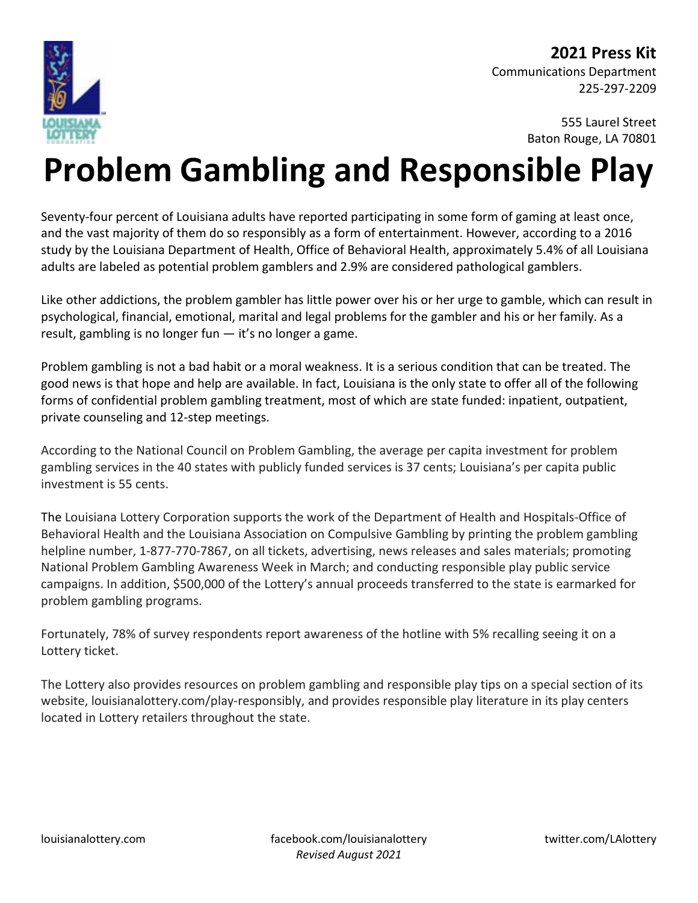**2021 Press Kit**
Communications Department
225-297-2209

555 Laurel Street
Baton Rouge, LA 70801

# Problem Gambling and Responsible Play

Seventy-four percent of Louisiana adults have reported participating in some form of gaming at least once, and the vast majority of them do so responsibly as a form of entertainment. However, according to a 2016 study by the Louisiana Department of Health, Office of Behavioral Health, approximately 5.4% of all Louisiana adults are labeled as potential problem gamblers and 2.9% are considered pathological gamblers.

Like other addictions, the problem gambler has little power over his or her urge to gamble, which can result in psychological, financial, emotional, marital and legal problems for the gambler and his or her family. As a result, gambling is no longer fun — it's no longer a game.

Problem gambling is not a bad habit or a moral weakness. It is a serious condition that can be treated. The good news is that hope and help are available. In fact, Louisiana is the only state to offer all of the following forms of confidential problem gambling treatment, most of which are state funded: inpatient, outpatient, private counseling and 12-step meetings.

According to the National Council on Problem Gambling, the average per capita investment for problem gambling services in the 40 states with publicly funded services is 37 cents; Louisiana's per capita public investment is 55 cents.

The Louisiana Lottery Corporation supports the work of the Department of Health and Hospitals-Office of Behavioral Health and the Louisiana Association on Compulsive Gambling by printing the problem gambling helpline number, 1-877-770-7867, on all tickets, advertising, news releases and sales materials; promoting National Problem Gambling Awareness Week in March; and conducting responsible play public service campaigns. In addition, $500,000 of the Lottery's annual proceeds transferred to the state is earmarked for problem gambling programs.

Fortunately, 78% of survey respondents report awareness of the hotline with 5% recalling seeing it on a Lottery ticket.

The Lottery also provides resources on problem gambling and responsible play tips on a special section of its website, louisianalottery.com/play-responsibly, and provides responsible play literature in its play centers located in Lottery retailers throughout the state.

louisianalottery.com facebook.com/louisianalottery twitter.com/LAlottery

*Revised August 2021*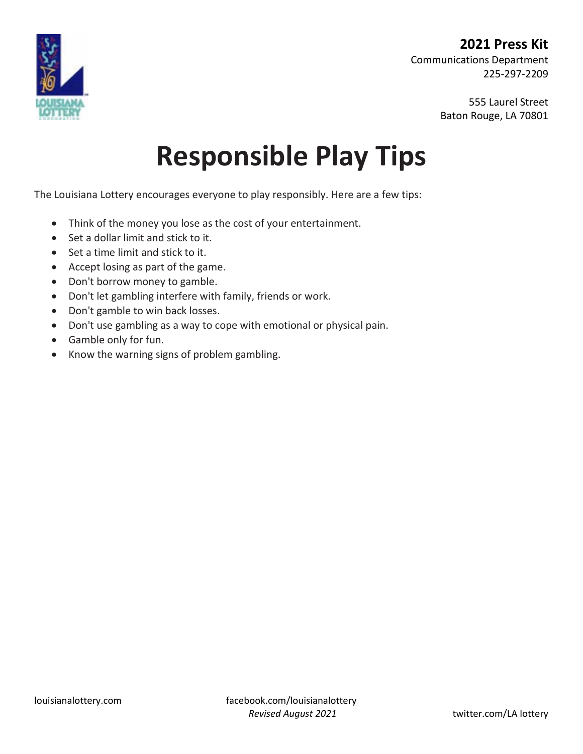**2021 Press Kit**
Communications Department
225-297-2209

555 Laurel Street
Baton Rouge, LA 70801

# Responsible Play Tips

The Louisiana Lottery encourages everyone to play responsibly. Here are a few tips:

- Think of the money you lose as the cost of your entertainment.
- Set a dollar limit and stick to it.
- Set a time limit and stick to it.
- Accept losing as part of the game.
- Don't borrow money to gamble.
- Don't let gambling interfere with family, friends or work.
- Don't gamble to win back losses.
- Don't use gambling as a way to cope with emotional or physical pain.
- Gamble only for fun.
- Know the warning signs of problem gambling.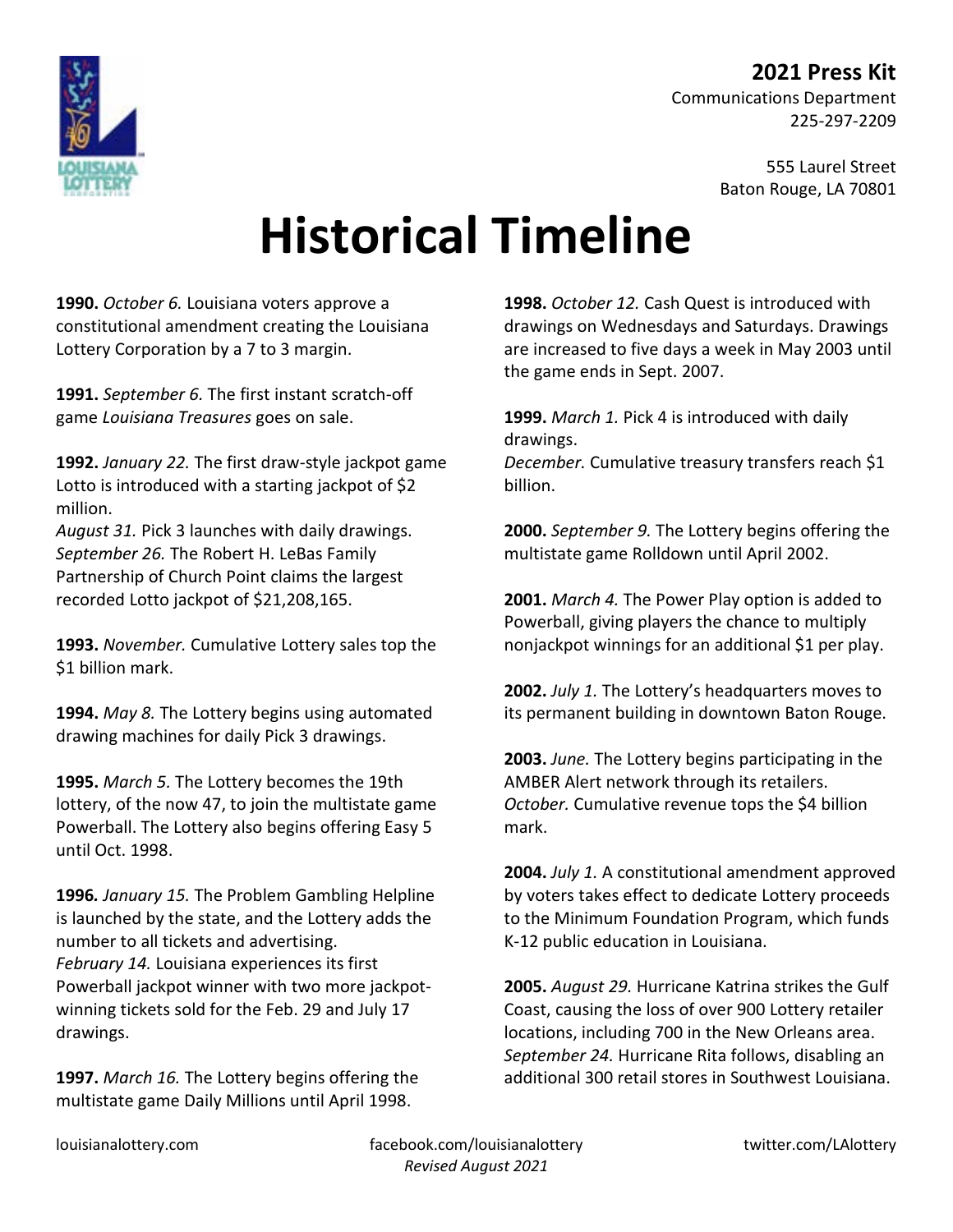**2021 Press Kit**
Communications Department
225-297-2209

555 Laurel Street
Baton Rouge, LA 70801

# Historical Timeline

**1990.** *October 6.* Louisiana voters approve a constitutional amendment creating the Louisiana Lottery Corporation by a 7 to 3 margin.

**1991.** *September 6.* The first instant scratch-off game *Louisiana Treasures* goes on sale.

**1992.** *January 22.* The first draw-style jackpot game Lotto is introduced with a starting jackpot of $2 million.
*August 31.* Pick 3 launches with daily drawings.
*September 26.* The Robert H. LeBas Family Partnership of Church Point claims the largest recorded Lotto jackpot of $21,208,165.

**1993.** *November.* Cumulative Lottery sales top the $1 billion mark.

**1994.** *May 8.* The Lottery begins using automated drawing machines for daily Pick 3 drawings.

**1995.** *March 5.* The Lottery becomes the 19th lottery, of the now 47, to join the multistate game Powerball. The Lottery also begins offering Easy 5 until Oct. 1998.

**1996.** *January 15.* The Problem Gambling Helpline is launched by the state, and the Lottery adds the number to all tickets and advertising.
*February 14.* Louisiana experiences its first Powerball jackpot winner with two more jackpot-winning tickets sold for the Feb. 29 and July 17 drawings.

**1997.** *March 16.* The Lottery begins offering the multistate game Daily Millions until April 1998.

**1998.** *October 12.* Cash Quest is introduced with drawings on Wednesdays and Saturdays. Drawings are increased to five days a week in May 2003 until the game ends in Sept. 2007.

**1999.** *March 1.* Pick 4 is introduced with daily drawings.
*December.* Cumulative treasury transfers reach $1 billion.

**2000.** *September 9.* The Lottery begins offering the multistate game Rolldown until April 2002.

**2001.** *March 4.* The Power Play option is added to Powerball, giving players the chance to multiply nonjackpot winnings for an additional $1 per play.

**2002.** *July 1.* The Lottery's headquarters moves to its permanent building in downtown Baton Rouge.

**2003.** *June.* The Lottery begins participating in the AMBER Alert network through its retailers.
*October.* Cumulative revenue tops the $4 billion mark.

**2004.** *July 1.* A constitutional amendment approved by voters takes effect to dedicate Lottery proceeds to the Minimum Foundation Program, which funds K-12 public education in Louisiana.

**2005.** *August 29.* Hurricane Katrina strikes the Gulf Coast, causing the loss of over 900 Lottery retailer locations, including 700 in the New Orleans area.
*September 24.* Hurricane Rita follows, disabling an additional 300 retail stores in Southwest Louisiana.

louisianalottery.com facebook.com/louisianalottery twitter.com/LAlottery
*Revised August 2021*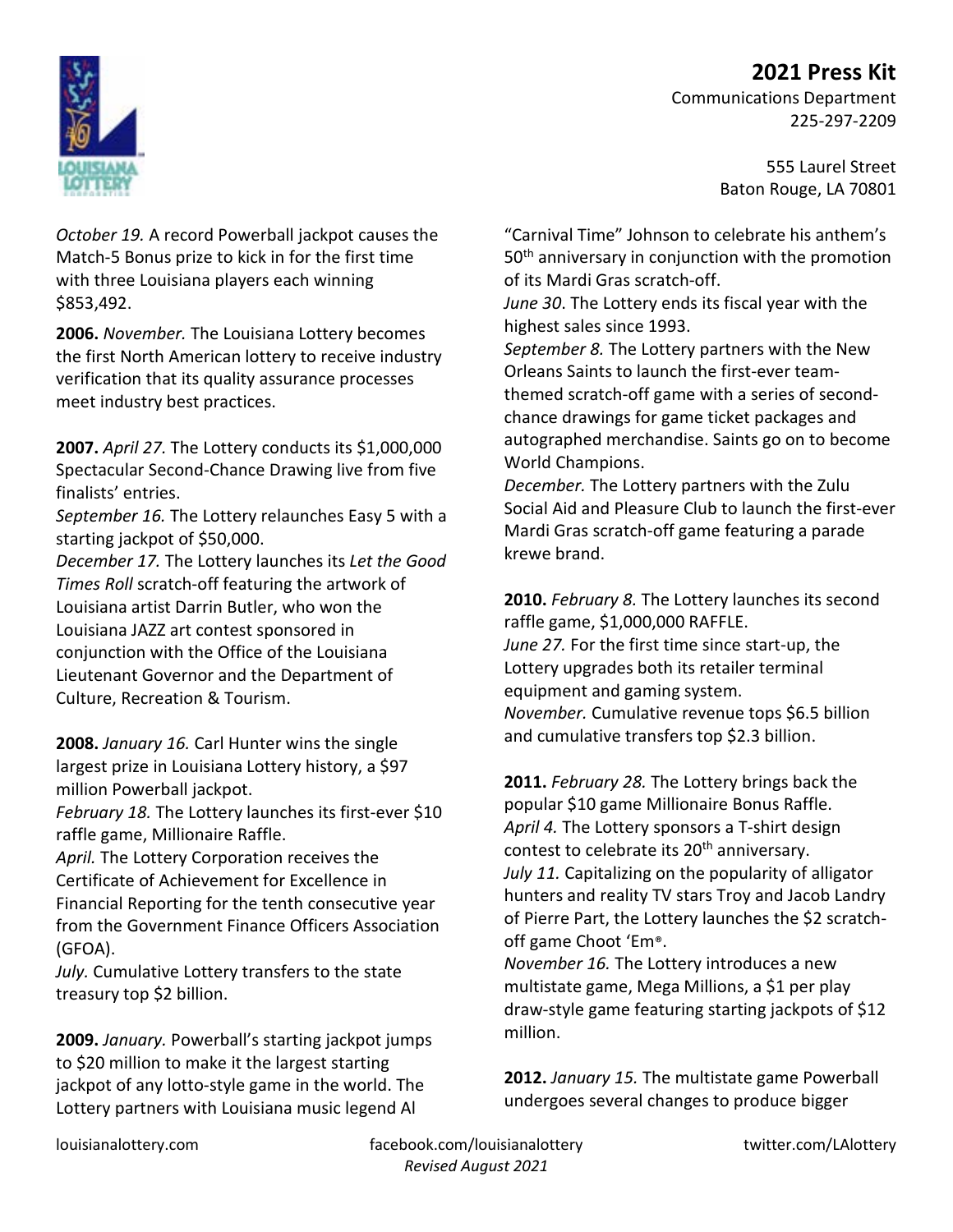*October 19.* A record Powerball jackpot causes the Match-5 Bonus prize to kick in for the first time with three Louisiana players each winning $853,492.

**2006.** *November.* The Louisiana Lottery becomes the first North American lottery to receive industry verification that its quality assurance processes meet industry best practices.

**2007.** *April 27.* The Lottery conducts its $1,000,000 Spectacular Second-Chance Drawing live from five finalists' entries.
*September 16.* The Lottery relaunches Easy 5 with a starting jackpot of $50,000.
*December 17.* The Lottery launches its *Let the Good Times Roll* scratch-off featuring the artwork of Louisiana artist Darrin Butler, who won the Louisiana JAZZ art contest sponsored in conjunction with the Office of the Louisiana Lieutenant Governor and the Department of Culture, Recreation & Tourism.

**2008.** *January 16.* Carl Hunter wins the single largest prize in Louisiana Lottery history, a $97 million Powerball jackpot.
*February 18.* The Lottery launches its first-ever $10 raffle game, Millionaire Raffle.
*April.* The Lottery Corporation receives the Certificate of Achievement for Excellence in Financial Reporting for the tenth consecutive year from the Government Finance Officers Association (GFOA).
*July.* Cumulative Lottery transfers to the state treasury top $2 billion.

**2009.** *January.* Powerball's starting jackpot jumps to $20 million to make it the largest starting jackpot of any lotto-style game in the world. The Lottery partners with Louisiana music legend Al "Carnival Time" Johnson to celebrate his anthem's 50th anniversary in conjunction with the promotion of its Mardi Gras scratch-off.
*June 30*. The Lottery ends its fiscal year with the highest sales since 1993.
*September 8.* The Lottery partners with the New Orleans Saints to launch the first-ever team-themed scratch-off game with a series of second-chance drawings for game ticket packages and autographed merchandise. Saints go on to become World Champions.
*December.* The Lottery partners with the Zulu Social Aid and Pleasure Club to launch the first-ever Mardi Gras scratch-off game featuring a parade krewe brand.

**2010.** *February 8.* The Lottery launches its second raffle game, $1,000,000 RAFFLE.
*June 27.* For the first time since start-up, the Lottery upgrades both its retailer terminal equipment and gaming system.
*November.* Cumulative revenue tops $6.5 billion and cumulative transfers top $2.3 billion.

**2011.** *February 28.* The Lottery brings back the popular $10 game Millionaire Bonus Raffle.
*April 4.* The Lottery sponsors a T-shirt design contest to celebrate its 20th anniversary.
*July 11.* Capitalizing on the popularity of alligator hunters and reality TV stars Troy and Jacob Landry of Pierre Part, the Lottery launches the $2 scratch-off game Choot 'Em®.
*November 16.* The Lottery introduces a new multistate game, Mega Millions, a $1 per play draw-style game featuring starting jackpots of $12 million.

**2012.** *January 15.* The multistate game Powerball undergoes several changes to produce bigger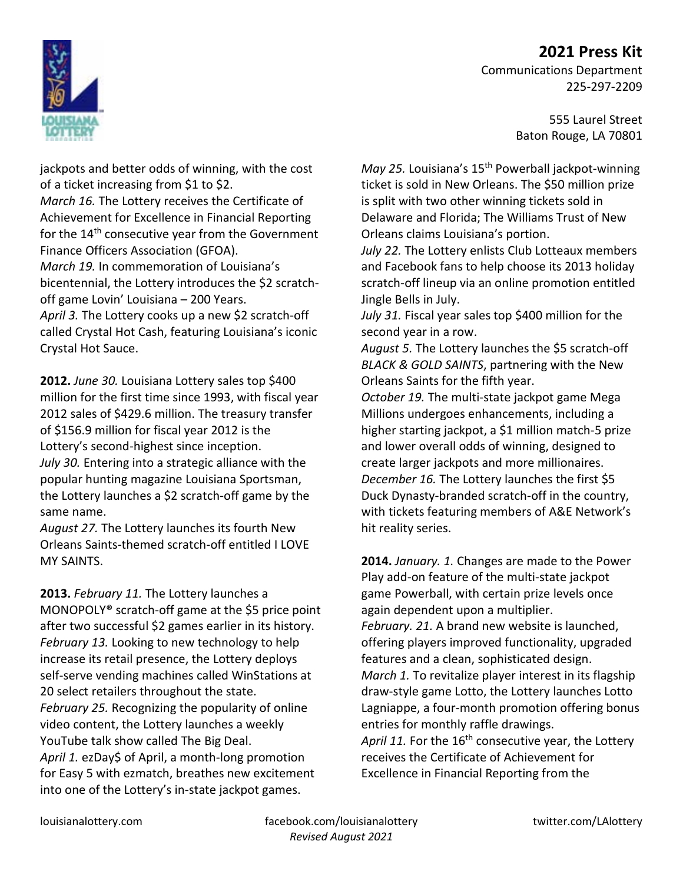jackpots and better odds of winning, with the cost of a ticket increasing from $1 to $2.
*March 16.* The Lottery receives the Certificate of Achievement for Excellence in Financial Reporting for the 14th consecutive year from the Government Finance Officers Association (GFOA).
*March 19.* In commemoration of Louisiana's bicentennial, the Lottery introduces the $2 scratch-off game Lovin' Louisiana – 200 Years.
*April 3.* The Lottery cooks up a new $2 scratch-off called Crystal Hot Cash, featuring Louisiana's iconic Crystal Hot Sauce.

**2012.** *June 30.* Louisiana Lottery sales top $400 million for the first time since 1993, with fiscal year 2012 sales of $429.6 million. The treasury transfer of $156.9 million for fiscal year 2012 is the Lottery's second-highest since inception.
*July 30.* Entering into a strategic alliance with the popular hunting magazine Louisiana Sportsman, the Lottery launches a $2 scratch-off game by the same name.
*August 27.* The Lottery launches its fourth New Orleans Saints-themed scratch-off entitled I LOVE MY SAINTS.

**2013.** *February 11.* The Lottery launches a MONOPOLY® scratch-off game at the $5 price point after two successful $2 games earlier in its history.
*February 13.* Looking to new technology to help increase its retail presence, the Lottery deploys self-serve vending machines called WinStations at 20 select retailers throughout the state.
*February 25.* Recognizing the popularity of online video content, the Lottery launches a weekly YouTube talk show called The Big Deal.
*April 1.* ezDay$ of April, a month-long promotion for Easy 5 with ezmatch, breathes new excitement into one of the Lottery's in-state jackpot games.
*May 25.* Louisiana's 15th Powerball jackpot-winning ticket is sold in New Orleans. The $50 million prize is split with two other winning tickets sold in Delaware and Florida; The Williams Trust of New Orleans claims Louisiana's portion.
*July 22.* The Lottery enlists Club Lotteaux members and Facebook fans to help choose its 2013 holiday scratch-off lineup via an online promotion entitled Jingle Bells in July.
*July 31.* Fiscal year sales top $400 million for the second year in a row.
*August 5.* The Lottery launches the $5 scratch-off *BLACK & GOLD SAINTS*, partnering with the New Orleans Saints for the fifth year.
*October 19.* The multi-state jackpot game Mega Millions undergoes enhancements, including a higher starting jackpot, a $1 million match-5 prize and lower overall odds of winning, designed to create larger jackpots and more millionaires.
*December 16.* The Lottery launches the first $5 Duck Dynasty-branded scratch-off in the country, with tickets featuring members of A&E Network's hit reality series.

**2014.** *January. 1.* Changes are made to the Power Play add-on feature of the multi-state jackpot game Powerball, with certain prize levels once again dependent upon a multiplier.
*February. 21.* A brand new website is launched, offering players improved functionality, upgraded features and a clean, sophisticated design.
*March 1.* To revitalize player interest in its flagship draw-style game Lotto, the Lottery launches Lotto Lagniappe, a four-month promotion offering bonus entries for monthly raffle drawings.
*April 11.* For the 16th consecutive year, the Lottery receives the Certificate of Achievement for Excellence in Financial Reporting from the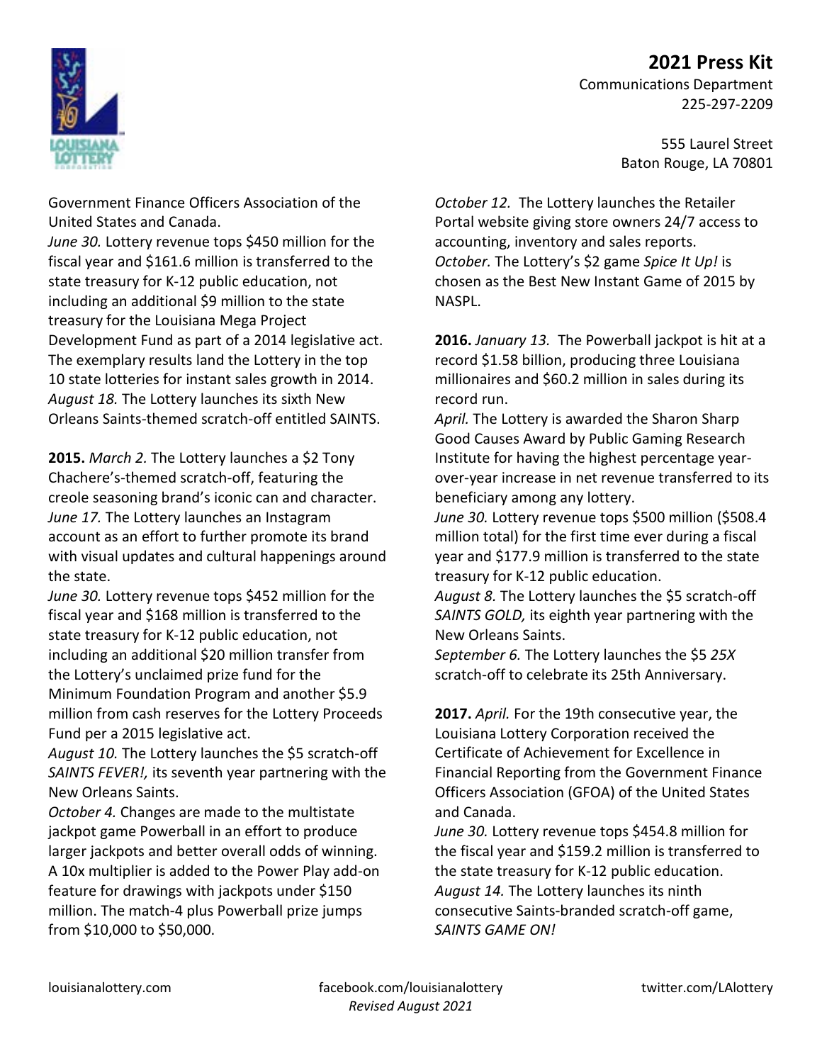Government Finance Officers Association of the United States and Canada.

*June 30.* Lottery revenue tops $450 million for the fiscal year and $161.6 million is transferred to the state treasury for K-12 public education, not including an additional $9 million to the state treasury for the Louisiana Mega Project Development Fund as part of a 2014 legislative act. The exemplary results land the Lottery in the top 10 state lotteries for instant sales growth in 2014.

*August 18.* The Lottery launches its sixth New Orleans Saints-themed scratch-off entitled SAINTS.

**2015.** *March 2.* The Lottery launches a $2 Tony Chachere's-themed scratch-off, featuring the creole seasoning brand's iconic can and character.

*June 17.* The Lottery launches an Instagram account as an effort to further promote its brand with visual updates and cultural happenings around the state.

*June 30.* Lottery revenue tops $452 million for the fiscal year and $168 million is transferred to the state treasury for K-12 public education, not including an additional $20 million transfer from the Lottery's unclaimed prize fund for the Minimum Foundation Program and another $5.9 million from cash reserves for the Lottery Proceeds Fund per a 2015 legislative act.

*August 10.* The Lottery launches the $5 scratch-off *SAINTS FEVER!,* its seventh year partnering with the New Orleans Saints.

*October 4.* Changes are made to the multistate jackpot game Powerball in an effort to produce larger jackpots and better overall odds of winning. A 10x multiplier is added to the Power Play add-on feature for drawings with jackpots under $150 million. The match-4 plus Powerball prize jumps from $10,000 to $50,000.

*October 12.* The Lottery launches the Retailer Portal website giving store owners 24/7 access to accounting, inventory and sales reports.

*October.* The Lottery's $2 game *Spice It Up!* is chosen as the Best New Instant Game of 2015 by NASPL.

**2016.** *January 13.* The Powerball jackpot is hit at a record $1.58 billion, producing three Louisiana millionaires and $60.2 million in sales during its record run.

*April.* The Lottery is awarded the Sharon Sharp Good Causes Award by Public Gaming Research Institute for having the highest percentage year-over-year increase in net revenue transferred to its beneficiary among any lottery.

*June 30.* Lottery revenue tops $500 million ($508.4 million total) for the first time ever during a fiscal year and $177.9 million is transferred to the state treasury for K-12 public education.

*August 8.* The Lottery launches the $5 scratch-off *SAINTS GOLD,* its eighth year partnering with the New Orleans Saints.

*September 6.* The Lottery launches the $5 *25X* scratch-off to celebrate its 25th Anniversary.

**2017.** *April.* For the 19th consecutive year, the Louisiana Lottery Corporation received the Certificate of Achievement for Excellence in Financial Reporting from the Government Finance Officers Association (GFOA) of the United States and Canada.

*June 30.* Lottery revenue tops $454.8 million for the fiscal year and $159.2 million is transferred to the state treasury for K-12 public education.

*August 14.* The Lottery launches its ninth consecutive Saints-branded scratch-off game, *SAINTS GAME ON!*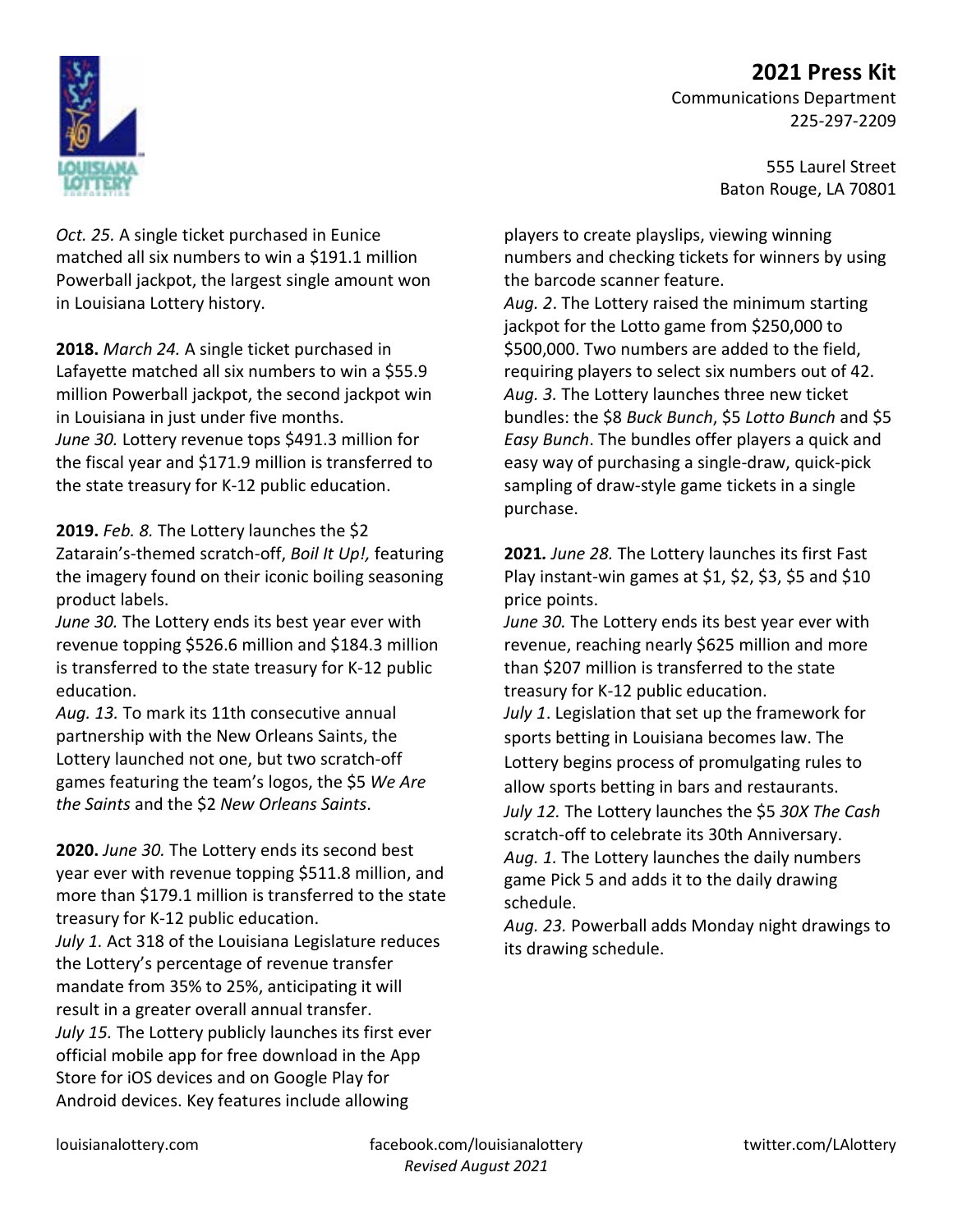*Oct. 25.* A single ticket purchased in Eunice matched all six numbers to win a $191.1 million Powerball jackpot, the largest single amount won in Louisiana Lottery history.

**2018.** *March 24.* A single ticket purchased in Lafayette matched all six numbers to win a $55.9 million Powerball jackpot, the second jackpot win in Louisiana in just under five months.
*June 30.* Lottery revenue tops $491.3 million for the fiscal year and $171.9 million is transferred to the state treasury for K-12 public education.

**2019.** *Feb. 8.* The Lottery launches the $2 Zatarain's-themed scratch-off, *Boil It Up!,* featuring the imagery found on their iconic boiling seasoning product labels.
*June 30.* The Lottery ends its best year ever with revenue topping $526.6 million and $184.3 million is transferred to the state treasury for K-12 public education.
*Aug. 13.* To mark its 11th consecutive annual partnership with the New Orleans Saints, the Lottery launched not one, but two scratch-off games featuring the team's logos, the $5 *We Are the Saints* and the $2 *New Orleans Saints*.

**2020.** *June 30.* The Lottery ends its second best year ever with revenue topping $511.8 million, and more than $179.1 million is transferred to the state treasury for K-12 public education.
*July 1.* Act 318 of the Louisiana Legislature reduces the Lottery's percentage of revenue transfer mandate from 35% to 25%, anticipating it will result in a greater overall annual transfer.
*July 15.* The Lottery publicly launches its first ever official mobile app for free download in the App Store for iOS devices and on Google Play for Android devices. Key features include allowing players to create playslips, viewing winning numbers and checking tickets for winners by using the barcode scanner feature.
*Aug. 2*. The Lottery raised the minimum starting jackpot for the Lotto game from $250,000 to $500,000. Two numbers are added to the field, requiring players to select six numbers out of 42.
*Aug. 3.* The Lottery launches three new ticket bundles: the $8 *Buck Bunch*, $5 *Lotto Bunch* and $5 *Easy Bunch*. The bundles offer players a quick and easy way of purchasing a single-draw, quick-pick sampling of draw-style game tickets in a single purchase.

**2021.** *June 28.* The Lottery launches its first Fast Play instant-win games at $1, $2, $3, $5 and $10 price points.
*June 30.* The Lottery ends its best year ever with revenue, reaching nearly $625 million and more than $207 million is transferred to the state treasury for K-12 public education.
*July 1*. Legislation that set up the framework for sports betting in Louisiana becomes law. The Lottery begins process of promulgating rules to allow sports betting in bars and restaurants.
*July 12.* The Lottery launches the $5 *30X The Cash* scratch-off to celebrate its 30th Anniversary.
*Aug. 1.* The Lottery launches the daily numbers game Pick 5 and adds it to the daily drawing schedule.
*Aug. 23.* Powerball adds Monday night drawings to its drawing schedule.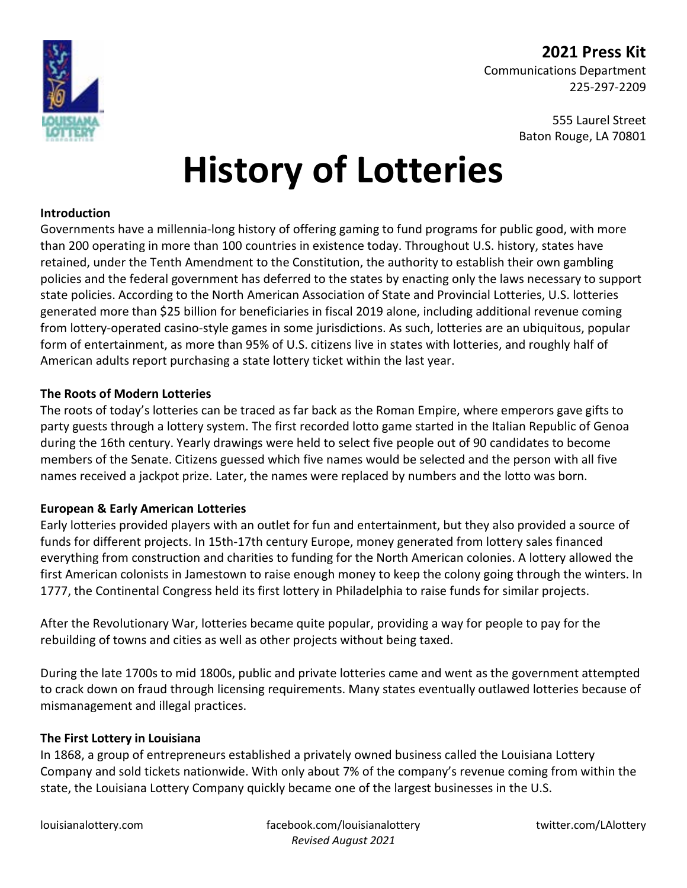**2021 Press Kit**
Communications Department
225-297-2209

555 Laurel Street
Baton Rouge, LA 70801

# History of Lotteries

**Introduction**

Governments have a millennia-long history of offering gaming to fund programs for public good, with more than 200 operating in more than 100 countries in existence today. Throughout U.S. history, states have retained, under the Tenth Amendment to the Constitution, the authority to establish their own gambling policies and the federal government has deferred to the states by enacting only the laws necessary to support state policies. According to the North American Association of State and Provincial Lotteries, U.S. lotteries generated more than $25 billion for beneficiaries in fiscal 2019 alone, including additional revenue coming from lottery-operated casino-style games in some jurisdictions. As such, lotteries are an ubiquitous, popular form of entertainment, as more than 95% of U.S. citizens live in states with lotteries, and roughly half of American adults report purchasing a state lottery ticket within the last year.

**The Roots of Modern Lotteries**

The roots of today's lotteries can be traced as far back as the Roman Empire, where emperors gave gifts to party guests through a lottery system. The first recorded lotto game started in the Italian Republic of Genoa during the 16th century. Yearly drawings were held to select five people out of 90 candidates to become members of the Senate. Citizens guessed which five names would be selected and the person with all five names received a jackpot prize. Later, the names were replaced by numbers and the lotto was born.

**European & Early American Lotteries**

Early lotteries provided players with an outlet for fun and entertainment, but they also provided a source of funds for different projects. In 15th-17th century Europe, money generated from lottery sales financed everything from construction and charities to funding for the North American colonies. A lottery allowed the first American colonists in Jamestown to raise enough money to keep the colony going through the winters. In 1777, the Continental Congress held its first lottery in Philadelphia to raise funds for similar projects.

After the Revolutionary War, lotteries became quite popular, providing a way for people to pay for the rebuilding of towns and cities as well as other projects without being taxed.

During the late 1700s to mid 1800s, public and private lotteries came and went as the government attempted to crack down on fraud through licensing requirements. Many states eventually outlawed lotteries because of mismanagement and illegal practices.

**The First Lottery in Louisiana**

In 1868, a group of entrepreneurs established a privately owned business called the Louisiana Lottery Company and sold tickets nationwide. With only about 7% of the company's revenue coming from within the state, the Louisiana Lottery Company quickly became one of the largest businesses in the U.S.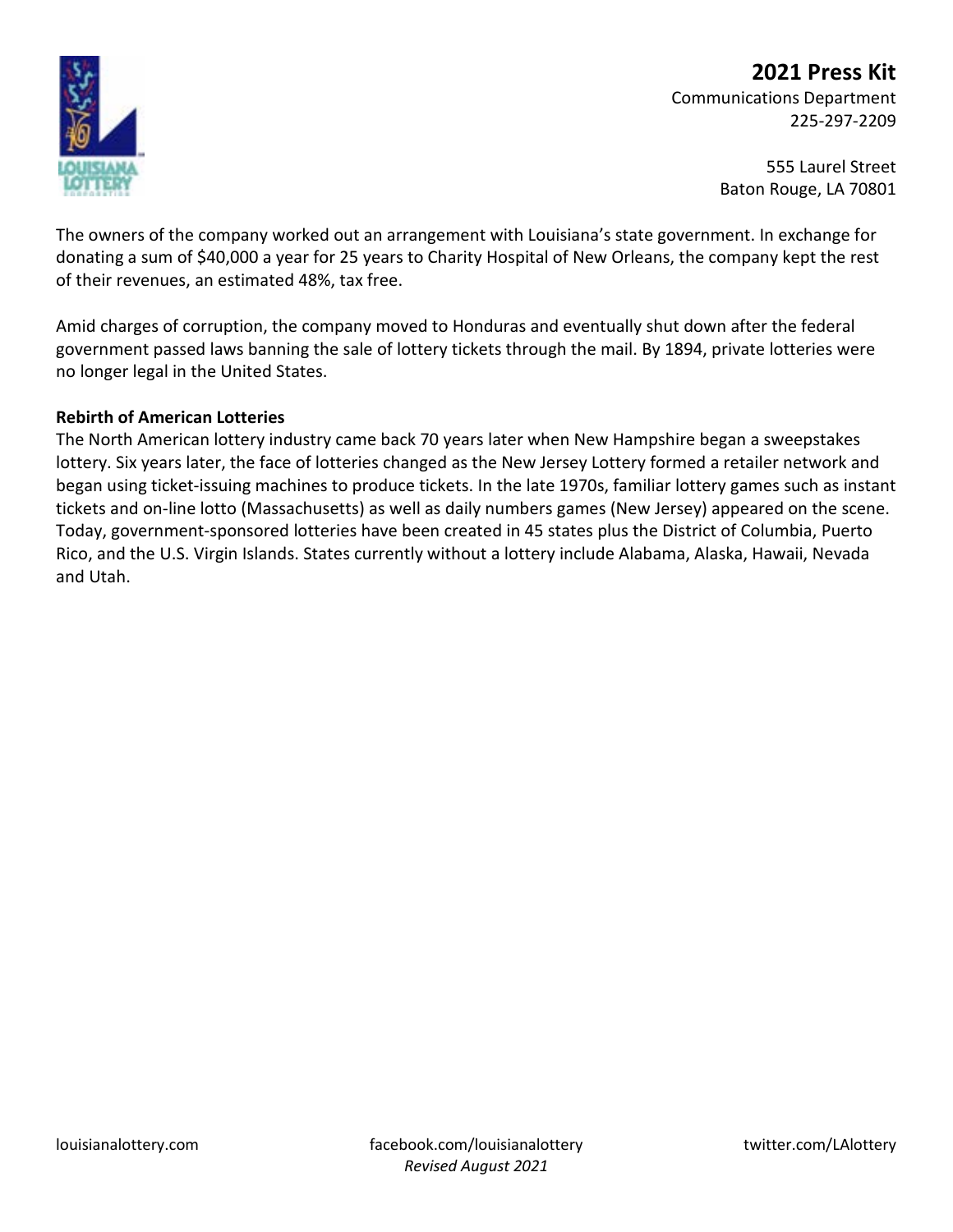The owners of the company worked out an arrangement with Louisiana's state government. In exchange for donating a sum of $40,000 a year for 25 years to Charity Hospital of New Orleans, the company kept the rest of their revenues, an estimated 48%, tax free.

Amid charges of corruption, the company moved to Honduras and eventually shut down after the federal government passed laws banning the sale of lottery tickets through the mail. By 1894, private lotteries were no longer legal in the United States.

**Rebirth of American Lotteries**

The North American lottery industry came back 70 years later when New Hampshire began a sweepstakes lottery. Six years later, the face of lotteries changed as the New Jersey Lottery formed a retailer network and began using ticket-issuing machines to produce tickets. In the late 1970s, familiar lottery games such as instant tickets and on-line lotto (Massachusetts) as well as daily numbers games (New Jersey) appeared on the scene. Today, government-sponsored lotteries have been created in 45 states plus the District of Columbia, Puerto Rico, and the U.S. Virgin Islands. States currently without a lottery include Alabama, Alaska, Hawaii, Nevada and Utah.